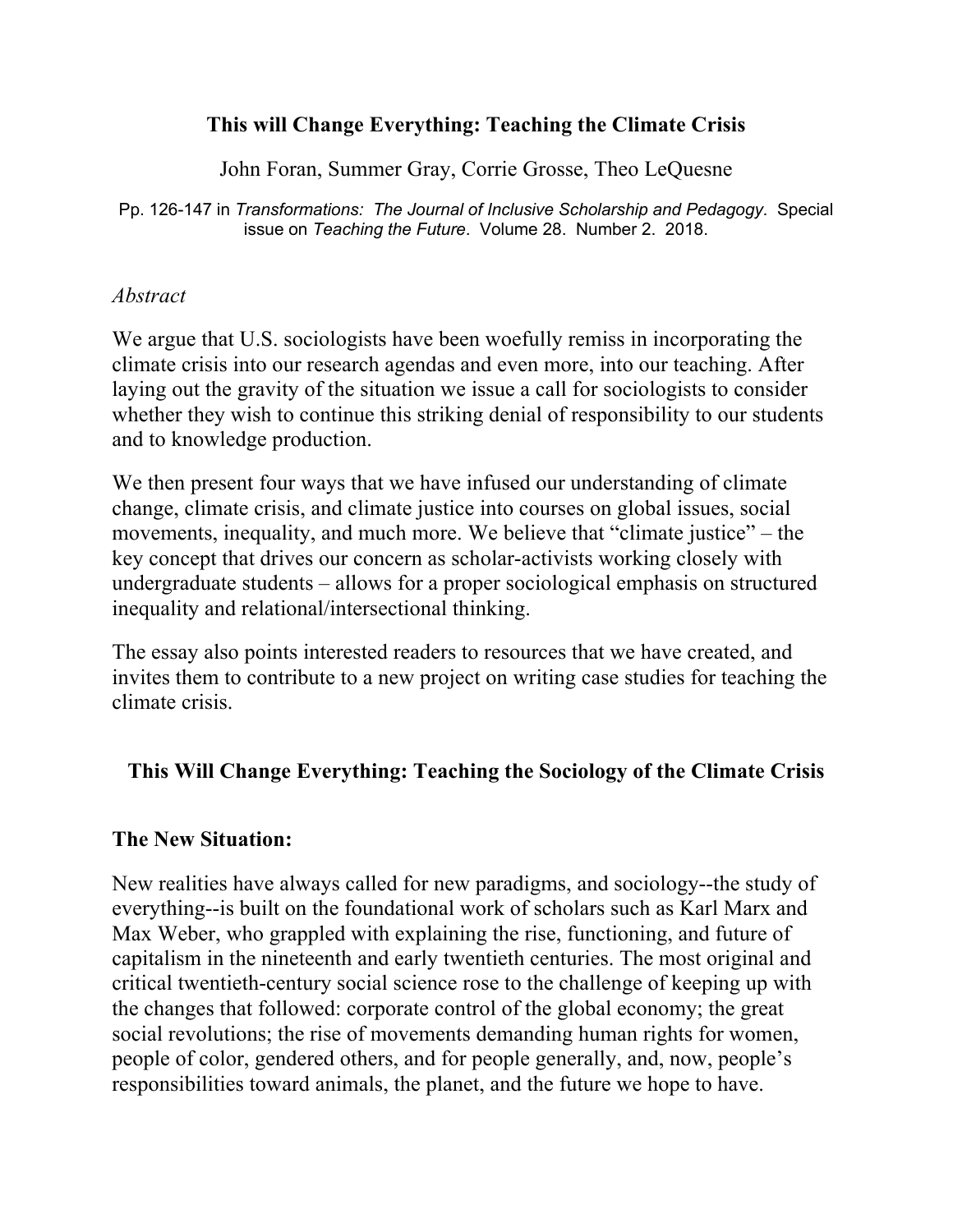# This will Change Everything: Teaching the Climate Crisis

John Foran, Summer Gray, Corrie Grosse, Theo LeQuesne

Pp. 126-147 in *Transformations: The Journal of Inclusive Scholarship and Pedagogy*. Special issue on *Teaching the Future*. Volume 28. Number 2. 2018.

*Abstract*

We argue that U.S. sociologists have been woefully remiss in incorporating the climate crisis into our research agendas and even more, into our teaching. After laying out the gravity of the situation we issue a call for sociologists to consider whether they wish to continue this striking denial of responsibility to our students and to knowledge production.

We then present four ways that we have infused our understanding of climate change, climate crisis, and climate justice into courses on global issues, social movements, inequality, and much more. We believe that "climate justice" – the key concept that drives our concern as scholar-activists working closely with undergraduate students – allows for a proper sociological emphasis on structured inequality and relational/intersectional thinking.

The essay also points interested readers to resources that we have created, and invites them to contribute to a new project on writing case studies for teaching the climate crisis.

## This Will Change Everything: Teaching the Sociology of the Climate Crisis

### The New Situation:

New realities have always called for new paradigms, and sociology--the study of everything--is built on the foundational work of scholars such as Karl Marx and Max Weber, who grappled with explaining the rise, functioning, and future of capitalism in the nineteenth and early twentieth centuries. The most original and critical twentieth-century social science rose to the challenge of keeping up with the changes that followed: corporate control of the global economy; the great social revolutions; the rise of movements demanding human rights for women, people of color, gendered others, and for people generally, and, now, people's responsibilities toward animals, the planet, and the future we hope to have.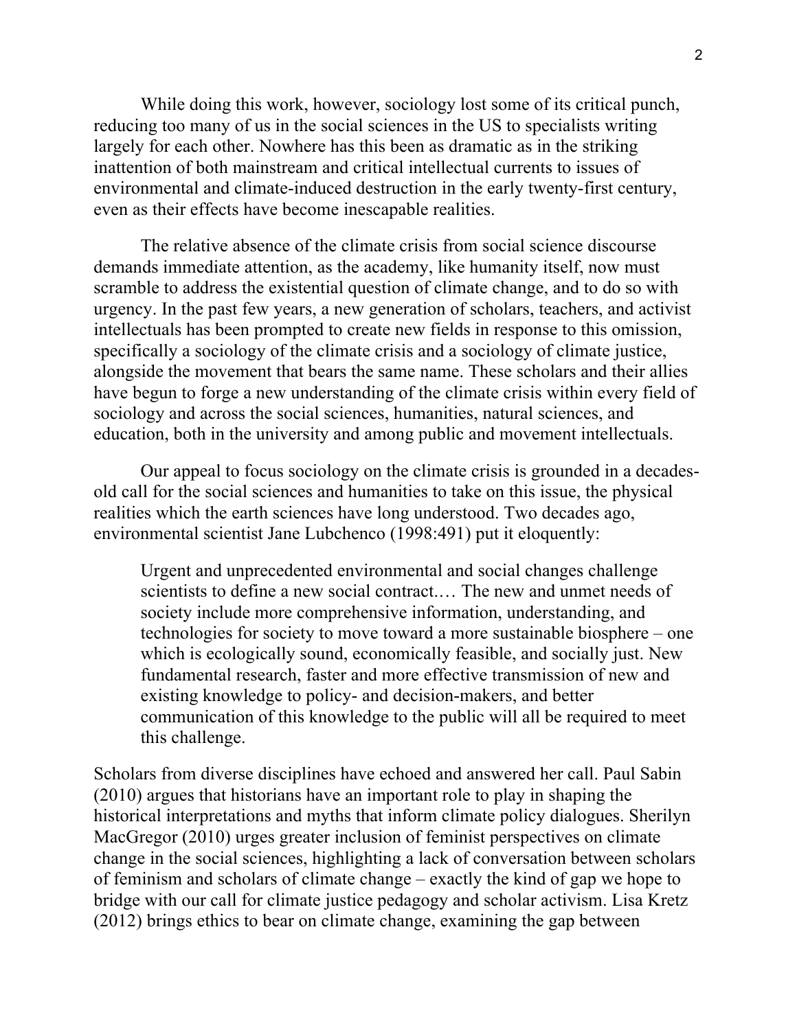While doing this work, however, sociology lost some of its critical punch, reducing too many of us in the social sciences in the US to specialists writing largely for each other. Nowhere has this been as dramatic as in the striking inattention of both mainstream and critical intellectual currents to issues of environmental and climate-induced destruction in the early twenty-first century, even as their effects have become inescapable realities.

The relative absence of the climate crisis from social science discourse demands immediate attention, as the academy, like humanity itself, now must scramble to address the existential question of climate change, and to do so with urgency. In the past few years, a new generation of scholars, teachers, and activist intellectuals has been prompted to create new fields in response to this omission, specifically a sociology of the climate crisis and a sociology of climate justice, alongside the movement that bears the same name. These scholars and their allies have begun to forge a new understanding of the climate crisis within every field of sociology and across the social sciences, humanities, natural sciences, and education, both in the university and among public and movement intellectuals.

Our appeal to focus sociology on the climate crisis is grounded in a decades-old call for the social sciences and humanities to take on this issue, the physical realities which the earth sciences have long understood. Two decades ago, environmental scientist Jane Lubchenco (1998:491) put it eloquently:

> Urgent and unprecedented environmental and social changes challenge scientists to define a new social contract.… The new and unmet needs of society include more comprehensive information, understanding, and technologies for society to move toward a more sustainable biosphere – one which is ecologically sound, economically feasible, and socially just. New fundamental research, faster and more effective transmission of new and existing knowledge to policy- and decision-makers, and better communication of this knowledge to the public will all be required to meet this challenge.

Scholars from diverse disciplines have echoed and answered her call. Paul Sabin (2010) argues that historians have an important role to play in shaping the historical interpretations and myths that inform climate policy dialogues. Sherilyn MacGregor (2010) urges greater inclusion of feminist perspectives on climate change in the social sciences, highlighting a lack of conversation between scholars of feminism and scholars of climate change – exactly the kind of gap we hope to bridge with our call for climate justice pedagogy and scholar activism. Lisa Kretz (2012) brings ethics to bear on climate change, examining the gap between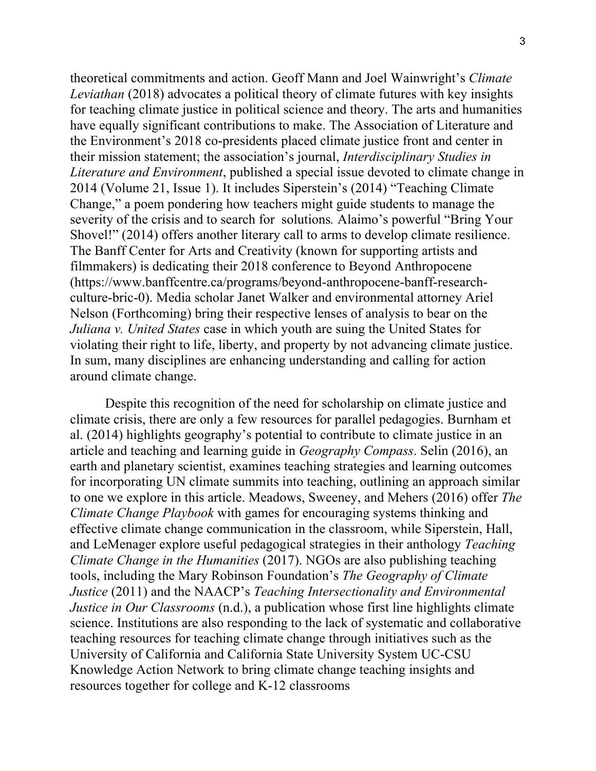theoretical commitments and action. Geoff Mann and Joel Wainwright's *Climate Leviathan* (2018) advocates a political theory of climate futures with key insights for teaching climate justice in political science and theory. The arts and humanities have equally significant contributions to make. The Association of Literature and the Environment's 2018 co-presidents placed climate justice front and center in their mission statement; the association's journal, *Interdisciplinary Studies in Literature and Environment*, published a special issue devoted to climate change in 2014 (Volume 21, Issue 1). It includes Siperstein's (2014) "Teaching Climate Change," a poem pondering how teachers might guide students to manage the severity of the crisis and to search for solutions. Alaimo's powerful "Bring Your Shovel!" (2014) offers another literary call to arms to develop climate resilience. The Banff Center for Arts and Creativity (known for supporting artists and filmmakers) is dedicating their 2018 conference to Beyond Anthropocene (https://www.banffcentre.ca/programs/beyond-anthropocene-banff-research-culture-bric-0). Media scholar Janet Walker and environmental attorney Ariel Nelson (Forthcoming) bring their respective lenses of analysis to bear on the *Juliana v. United States* case in which youth are suing the United States for violating their right to life, liberty, and property by not advancing climate justice. In sum, many disciplines are enhancing understanding and calling for action around climate change.

Despite this recognition of the need for scholarship on climate justice and climate crisis, there are only a few resources for parallel pedagogies. Burnham et al. (2014) highlights geography's potential to contribute to climate justice in an article and teaching and learning guide in *Geography Compass*. Selin (2016), an earth and planetary scientist, examines teaching strategies and learning outcomes for incorporating UN climate summits into teaching, outlining an approach similar to one we explore in this article. Meadows, Sweeney, and Mehers (2016) offer *The Climate Change Playbook* with games for encouraging systems thinking and effective climate change communication in the classroom, while Siperstein, Hall, and LeMenager explore useful pedagogical strategies in their anthology *Teaching Climate Change in the Humanities* (2017). NGOs are also publishing teaching tools, including the Mary Robinson Foundation's *The Geography of Climate Justice* (2011) and the NAACP's *Teaching Intersectionality and Environmental Justice in Our Classrooms* (n.d.), a publication whose first line highlights climate science. Institutions are also responding to the lack of systematic and collaborative teaching resources for teaching climate change through initiatives such as the University of California and California State University System UC-CSU Knowledge Action Network to bring climate change teaching insights and resources together for college and K-12 classrooms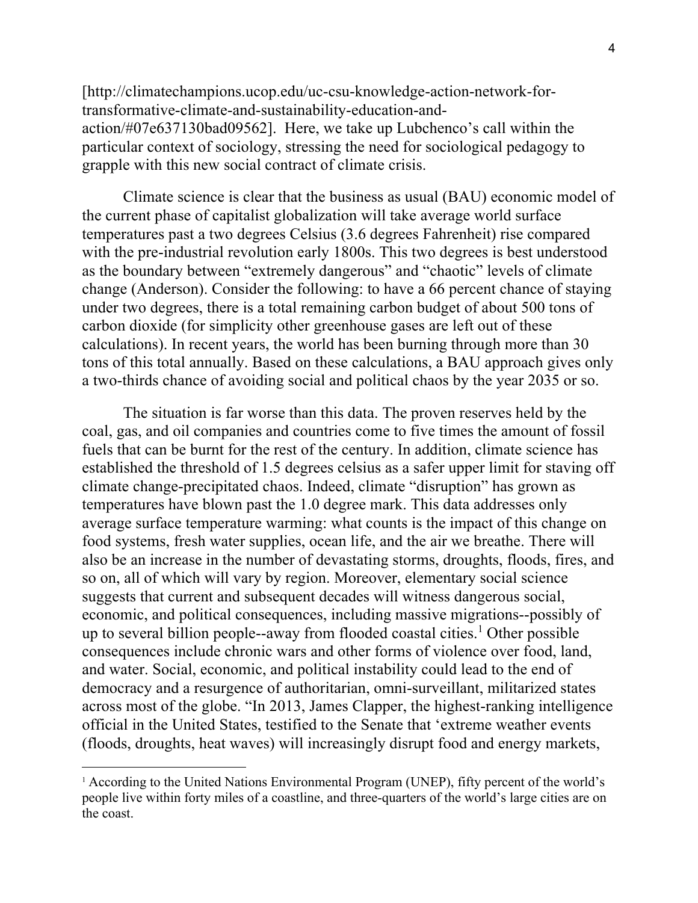[http://climatechampions.ucop.edu/uc-csu-knowledge-action-network-for-transformative-climate-and-sustainability-education-and-action/#07e637130bad09562]. Here, we take up Lubchenco's call within the particular context of sociology, stressing the need for sociological pedagogy to grapple with this new social contract of climate crisis.

Climate science is clear that the business as usual (BAU) economic model of the current phase of capitalist globalization will take average world surface temperatures past a two degrees Celsius (3.6 degrees Fahrenheit) rise compared with the pre-industrial revolution early 1800s. This two degrees is best understood as the boundary between "extremely dangerous" and "chaotic" levels of climate change (Anderson). Consider the following: to have a 66 percent chance of staying under two degrees, there is a total remaining carbon budget of about 500 tons of carbon dioxide (for simplicity other greenhouse gases are left out of these calculations). In recent years, the world has been burning through more than 30 tons of this total annually. Based on these calculations, a BAU approach gives only a two-thirds chance of avoiding social and political chaos by the year 2035 or so.

The situation is far worse than this data. The proven reserves held by the coal, gas, and oil companies and countries come to five times the amount of fossil fuels that can be burnt for the rest of the century. In addition, climate science has established the threshold of 1.5 degrees celsius as a safer upper limit for staving off climate change-precipitated chaos. Indeed, climate "disruption" has grown as temperatures have blown past the 1.0 degree mark. This data addresses only average surface temperature warming: what counts is the impact of this change on food systems, fresh water supplies, ocean life, and the air we breathe. There will also be an increase in the number of devastating storms, droughts, floods, fires, and so on, all of which will vary by region. Moreover, elementary social science suggests that current and subsequent decades will witness dangerous social, economic, and political consequences, including massive migrations--possibly of up to several billion people--away from flooded coastal cities.[1] Other possible consequences include chronic wars and other forms of violence over food, land, and water. Social, economic, and political instability could lead to the end of democracy and a resurgence of authoritarian, omni-surveillant, militarized states across most of the globe. "In 2013, James Clapper, the highest-ranking intelligence official in the United States, testified to the Senate that 'extreme weather events (floods, droughts, heat waves) will increasingly disrupt food and energy markets,

[1] According to the United Nations Environmental Program (UNEP), fifty percent of the world's people live within forty miles of a coastline, and three-quarters of the world's large cities are on the coast.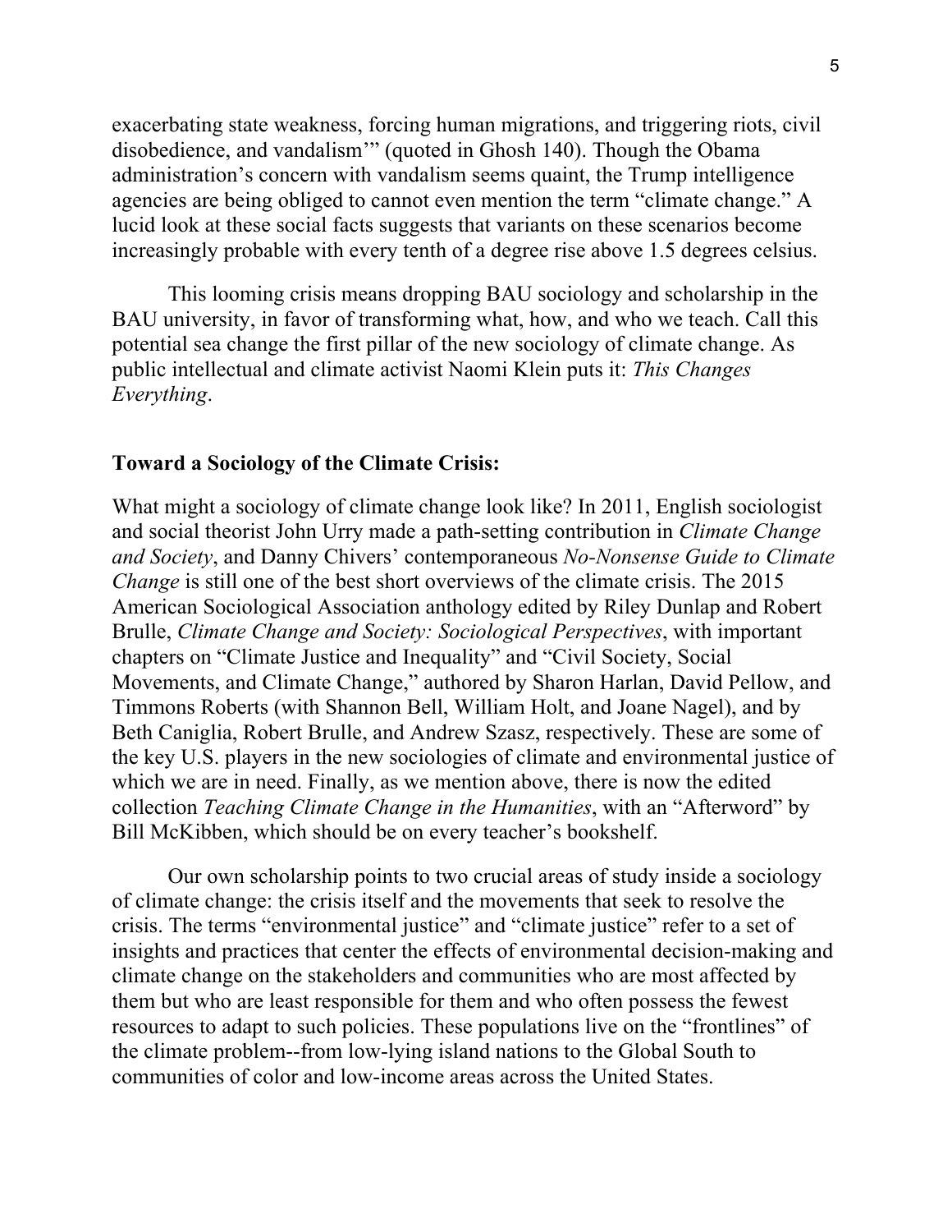exacerbating state weakness, forcing human migrations, and triggering riots, civil disobedience, and vandalism'" (quoted in Ghosh 140). Though the Obama administration's concern with vandalism seems quaint, the Trump intelligence agencies are being obliged to cannot even mention the term "climate change." A lucid look at these social facts suggests that variants on these scenarios become increasingly probable with every tenth of a degree rise above 1.5 degrees celsius.

This looming crisis means dropping BAU sociology and scholarship in the BAU university, in favor of transforming what, how, and who we teach. Call this potential sea change the first pillar of the new sociology of climate change. As public intellectual and climate activist Naomi Klein puts it: *This Changes Everything*.

**Toward a Sociology of the Climate Crisis:**

What might a sociology of climate change look like? In 2011, English sociologist and social theorist John Urry made a path-setting contribution in *Climate Change and Society*, and Danny Chivers' contemporaneous *No-Nonsense Guide to Climate Change* is still one of the best short overviews of the climate crisis. The 2015 American Sociological Association anthology edited by Riley Dunlap and Robert Brulle, *Climate Change and Society: Sociological Perspectives*, with important chapters on "Climate Justice and Inequality" and "Civil Society, Social Movements, and Climate Change," authored by Sharon Harlan, David Pellow, and Timmons Roberts (with Shannon Bell, William Holt, and Joane Nagel), and by Beth Caniglia, Robert Brulle, and Andrew Szasz, respectively. These are some of the key U.S. players in the new sociologies of climate and environmental justice of which we are in need. Finally, as we mention above, there is now the edited collection *Teaching Climate Change in the Humanities*, with an "Afterword" by Bill McKibben, which should be on every teacher's bookshelf.

Our own scholarship points to two crucial areas of study inside a sociology of climate change: the crisis itself and the movements that seek to resolve the crisis. The terms "environmental justice" and "climate justice" refer to a set of insights and practices that center the effects of environmental decision-making and climate change on the stakeholders and communities who are most affected by them but who are least responsible for them and who often possess the fewest resources to adapt to such policies. These populations live on the "frontlines" of the climate problem--from low-lying island nations to the Global South to communities of color and low-income areas across the United States.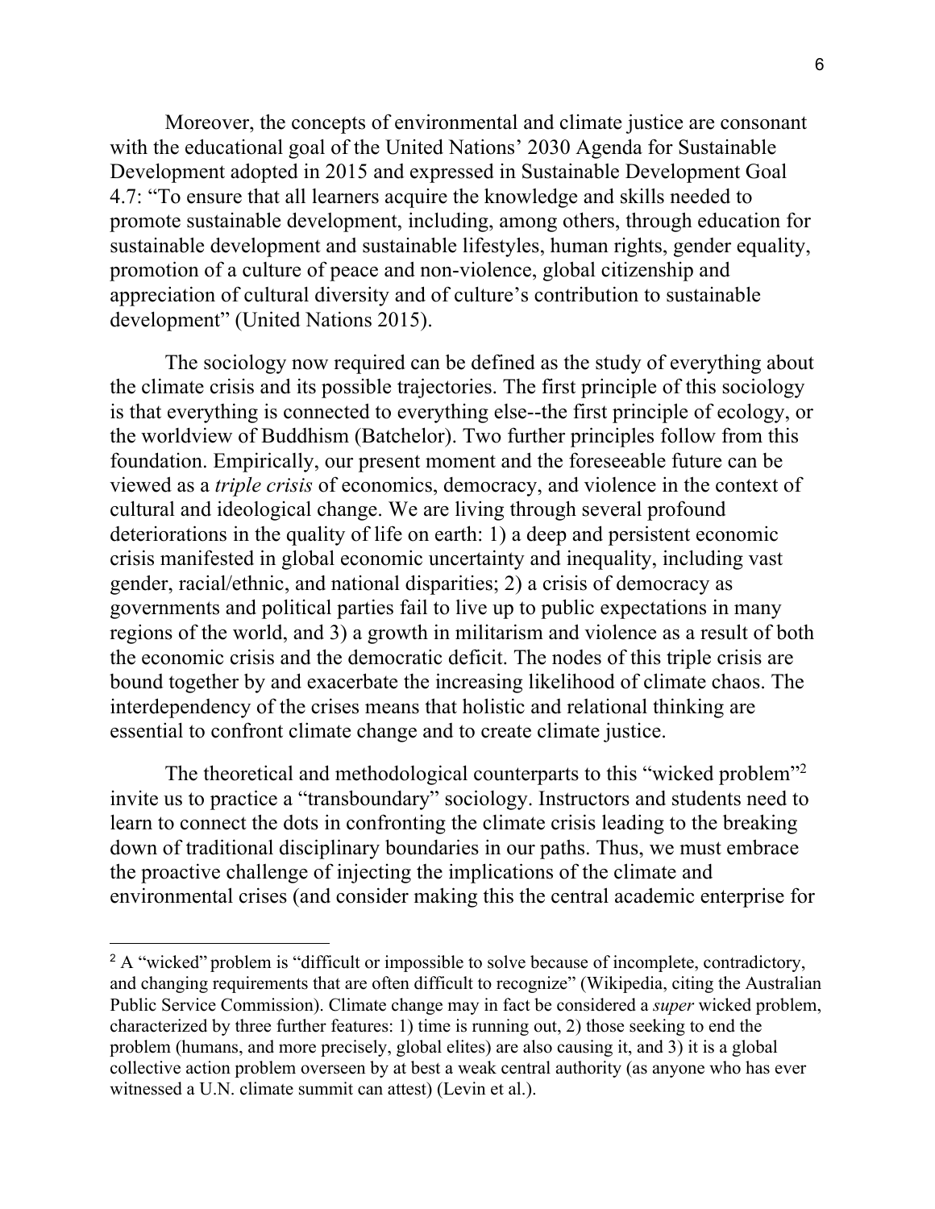Moreover, the concepts of environmental and climate justice are consonant with the educational goal of the United Nations' 2030 Agenda for Sustainable Development adopted in 2015 and expressed in Sustainable Development Goal 4.7: "To ensure that all learners acquire the knowledge and skills needed to promote sustainable development, including, among others, through education for sustainable development and sustainable lifestyles, human rights, gender equality, promotion of a culture of peace and non-violence, global citizenship and appreciation of cultural diversity and of culture's contribution to sustainable development" (United Nations 2015).

The sociology now required can be defined as the study of everything about the climate crisis and its possible trajectories. The first principle of this sociology is that everything is connected to everything else--the first principle of ecology, or the worldview of Buddhism (Batchelor). Two further principles follow from this foundation. Empirically, our present moment and the foreseeable future can be viewed as a *triple crisis* of economics, democracy, and violence in the context of cultural and ideological change. We are living through several profound deteriorations in the quality of life on earth: 1) a deep and persistent economic crisis manifested in global economic uncertainty and inequality, including vast gender, racial/ethnic, and national disparities; 2) a crisis of democracy as governments and political parties fail to live up to public expectations in many regions of the world, and 3) a growth in militarism and violence as a result of both the economic crisis and the democratic deficit. The nodes of this triple crisis are bound together by and exacerbate the increasing likelihood of climate chaos. The interdependency of the crises means that holistic and relational thinking are essential to confront climate change and to create climate justice.

The theoretical and methodological counterparts to this "wicked problem"[2] invite us to practice a "transboundary" sociology. Instructors and students need to learn to connect the dots in confronting the climate crisis leading to the breaking down of traditional disciplinary boundaries in our paths. Thus, we must embrace the proactive challenge of injecting the implications of the climate and environmental crises (and consider making this the central academic enterprise for

[2] A "wicked" problem is "difficult or impossible to solve because of incomplete, contradictory, and changing requirements that are often difficult to recognize" (Wikipedia, citing the Australian Public Service Commission). Climate change may in fact be considered a *super* wicked problem, characterized by three further features: 1) time is running out, 2) those seeking to end the problem (humans, and more precisely, global elites) are also causing it, and 3) it is a global collective action problem overseen by at best a weak central authority (as anyone who has ever witnessed a U.N. climate summit can attest) (Levin et al.).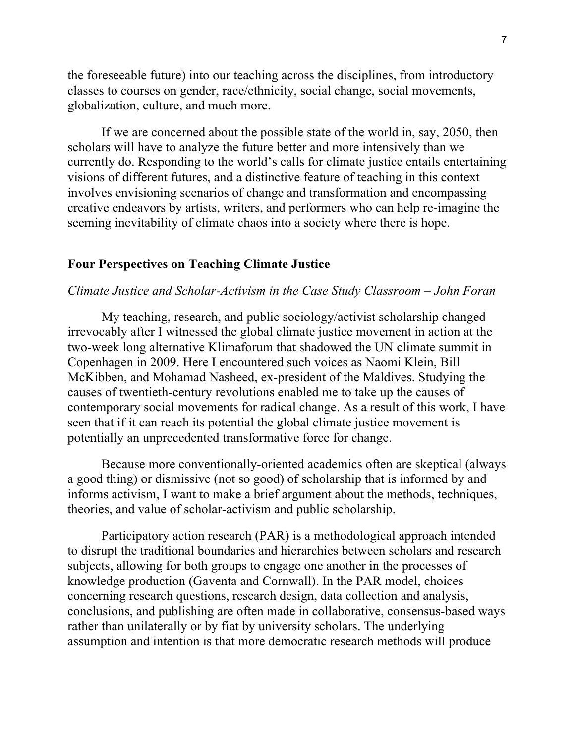the foreseeable future) into our teaching across the disciplines, from introductory classes to courses on gender, race/ethnicity, social change, social movements, globalization, culture, and much more.

If we are concerned about the possible state of the world in, say, 2050, then scholars will have to analyze the future better and more intensively than we currently do. Responding to the world's calls for climate justice entails entertaining visions of different futures, and a distinctive feature of teaching in this context involves envisioning scenarios of change and transformation and encompassing creative endeavors by artists, writers, and performers who can help re-imagine the seeming inevitability of climate chaos into a society where there is hope.

## Four Perspectives on Teaching Climate Justice

### *Climate Justice and Scholar-Activism in the Case Study Classroom – John Foran*

My teaching, research, and public sociology/activist scholarship changed irrevocably after I witnessed the global climate justice movement in action at the two-week long alternative Klimaforum that shadowed the UN climate summit in Copenhagen in 2009. Here I encountered such voices as Naomi Klein, Bill McKibben, and Mohamad Nasheed, ex-president of the Maldives. Studying the causes of twentieth-century revolutions enabled me to take up the causes of contemporary social movements for radical change. As a result of this work, I have seen that if it can reach its potential the global climate justice movement is potentially an unprecedented transformative force for change.

Because more conventionally-oriented academics often are skeptical (always a good thing) or dismissive (not so good) of scholarship that is informed by and informs activism, I want to make a brief argument about the methods, techniques, theories, and value of scholar-activism and public scholarship.

Participatory action research (PAR) is a methodological approach intended to disrupt the traditional boundaries and hierarchies between scholars and research subjects, allowing for both groups to engage one another in the processes of knowledge production (Gaventa and Cornwall). In the PAR model, choices concerning research questions, research design, data collection and analysis, conclusions, and publishing are often made in collaborative, consensus-based ways rather than unilaterally or by fiat by university scholars. The underlying assumption and intention is that more democratic research methods will produce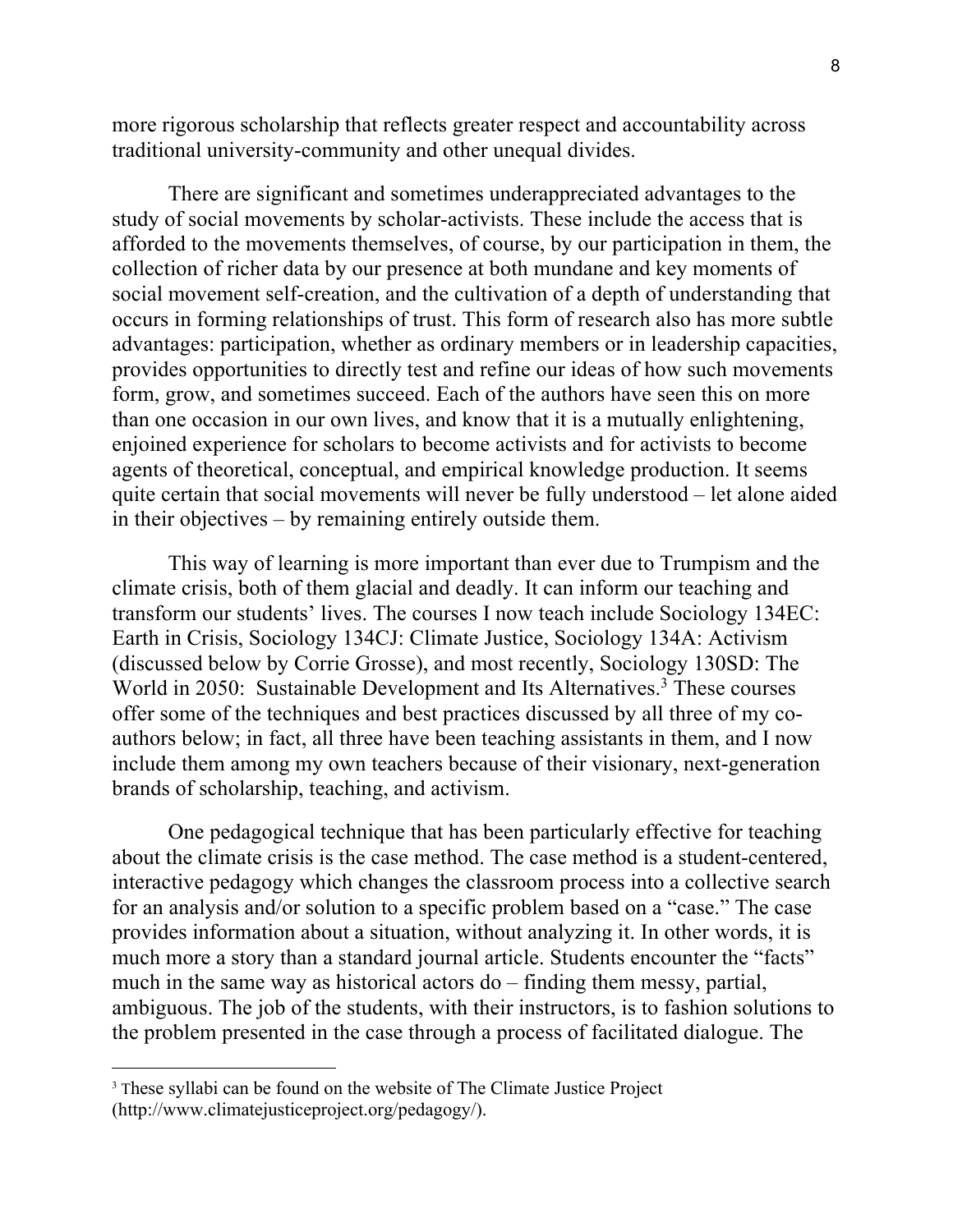more rigorous scholarship that reflects greater respect and accountability across traditional university-community and other unequal divides.

There are significant and sometimes underappreciated advantages to the study of social movements by scholar-activists. These include the access that is afforded to the movements themselves, of course, by our participation in them, the collection of richer data by our presence at both mundane and key moments of social movement self-creation, and the cultivation of a depth of understanding that occurs in forming relationships of trust. This form of research also has more subtle advantages: participation, whether as ordinary members or in leadership capacities, provides opportunities to directly test and refine our ideas of how such movements form, grow, and sometimes succeed. Each of the authors have seen this on more than one occasion in our own lives, and know that it is a mutually enlightening, enjoined experience for scholars to become activists and for activists to become agents of theoretical, conceptual, and empirical knowledge production. It seems quite certain that social movements will never be fully understood – let alone aided in their objectives – by remaining entirely outside them.

This way of learning is more important than ever due to Trumpism and the climate crisis, both of them glacial and deadly. It can inform our teaching and transform our students' lives. The courses I now teach include Sociology 134EC: Earth in Crisis, Sociology 134CJ: Climate Justice, Sociology 134A: Activism (discussed below by Corrie Grosse), and most recently, Sociology 130SD: The World in 2050: Sustainable Development and Its Alternatives.[3] These courses offer some of the techniques and best practices discussed by all three of my co-authors below; in fact, all three have been teaching assistants in them, and I now include them among my own teachers because of their visionary, next-generation brands of scholarship, teaching, and activism.

One pedagogical technique that has been particularly effective for teaching about the climate crisis is the case method. The case method is a student-centered, interactive pedagogy which changes the classroom process into a collective search for an analysis and/or solution to a specific problem based on a "case." The case provides information about a situation, without analyzing it. In other words, it is much more a story than a standard journal article. Students encounter the "facts" much in the same way as historical actors do – finding them messy, partial, ambiguous. The job of the students, with their instructors, is to fashion solutions to the problem presented in the case through a process of facilitated dialogue. The

---

[3] These syllabi can be found on the website of The Climate Justice Project (http://www.climatejusticeproject.org/pedagogy/).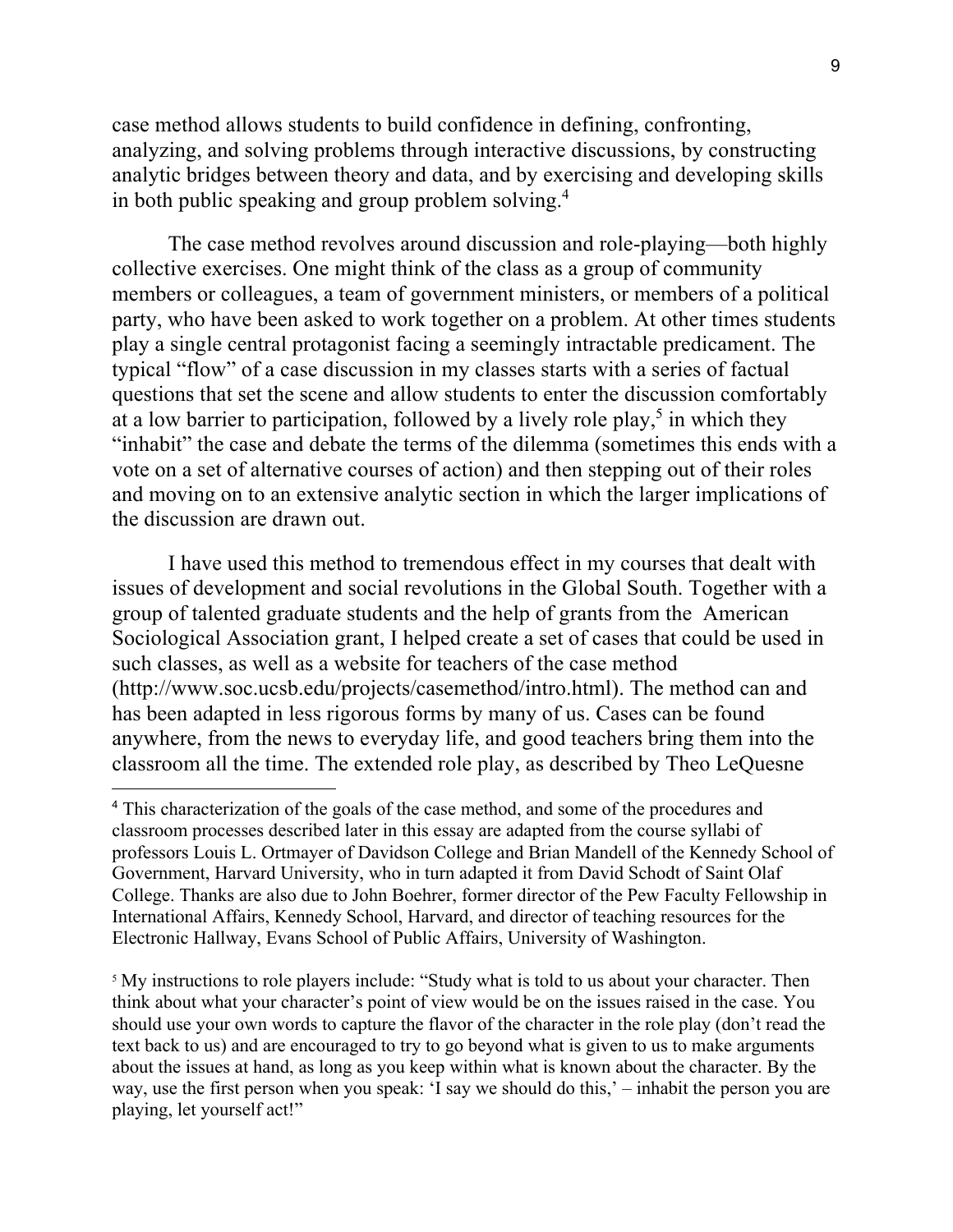case method allows students to build confidence in defining, confronting, analyzing, and solving problems through interactive discussions, by constructing analytic bridges between theory and data, and by exercising and developing skills in both public speaking and group problem solving.[4]

The case method revolves around discussion and role-playing—both highly collective exercises. One might think of the class as a group of community members or colleagues, a team of government ministers, or members of a political party, who have been asked to work together on a problem. At other times students play a single central protagonist facing a seemingly intractable predicament. The typical "flow" of a case discussion in my classes starts with a series of factual questions that set the scene and allow students to enter the discussion comfortably at a low barrier to participation, followed by a lively role play,[5] in which they "inhabit" the case and debate the terms of the dilemma (sometimes this ends with a vote on a set of alternative courses of action) and then stepping out of their roles and moving on to an extensive analytic section in which the larger implications of the discussion are drawn out.

I have used this method to tremendous effect in my courses that dealt with issues of development and social revolutions in the Global South. Together with a group of talented graduate students and the help of grants from the American Sociological Association grant, I helped create a set of cases that could be used in such classes, as well as a website for teachers of the case method (http://www.soc.ucsb.edu/projects/casemethod/intro.html). The method can and has been adapted in less rigorous forms by many of us. Cases can be found anywhere, from the news to everyday life, and good teachers bring them into the classroom all the time. The extended role play, as described by Theo LeQuesne

---

[4] This characterization of the goals of the case method, and some of the procedures and classroom processes described later in this essay are adapted from the course syllabi of professors Louis L. Ortmayer of Davidson College and Brian Mandell of the Kennedy School of Government, Harvard University, who in turn adapted it from David Schodt of Saint Olaf College. Thanks are also due to John Boehrer, former director of the Pew Faculty Fellowship in International Affairs, Kennedy School, Harvard, and director of teaching resources for the Electronic Hallway, Evans School of Public Affairs, University of Washington.

[5] My instructions to role players include: "Study what is told to us about your character. Then think about what your character's point of view would be on the issues raised in the case. You should use your own words to capture the flavor of the character in the role play (don't read the text back to us) and are encouraged to try to go beyond what is given to us to make arguments about the issues at hand, as long as you keep within what is known about the character. By the way, use the first person when you speak: 'I say we should do this,' – inhabit the person you are playing, let yourself act!"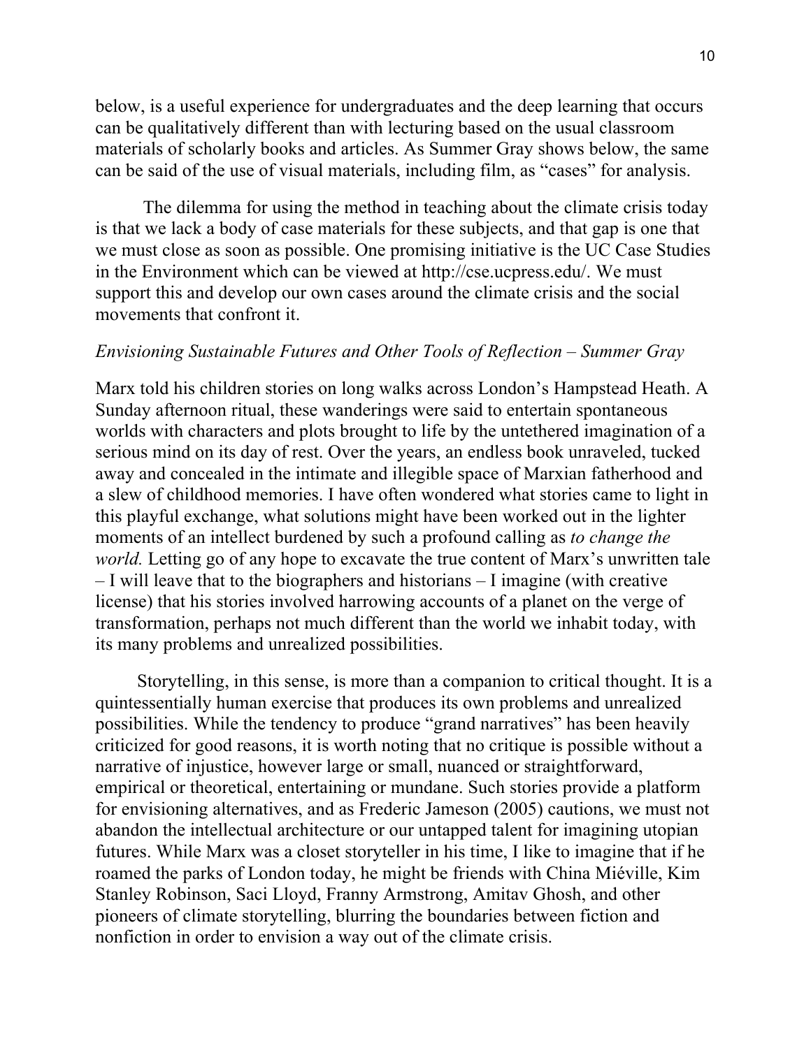below, is a useful experience for undergraduates and the deep learning that occurs can be qualitatively different than with lecturing based on the usual classroom materials of scholarly books and articles. As Summer Gray shows below, the same can be said of the use of visual materials, including film, as "cases" for analysis.

The dilemma for using the method in teaching about the climate crisis today is that we lack a body of case materials for these subjects, and that gap is one that we must close as soon as possible. One promising initiative is the UC Case Studies in the Environment which can be viewed at http://cse.ucpress.edu/. We must support this and develop our own cases around the climate crisis and the social movements that confront it.

*Envisioning Sustainable Futures and Other Tools of Reflection – Summer Gray*

Marx told his children stories on long walks across London's Hampstead Heath. A Sunday afternoon ritual, these wanderings were said to entertain spontaneous worlds with characters and plots brought to life by the untethered imagination of a serious mind on its day of rest. Over the years, an endless book unraveled, tucked away and concealed in the intimate and illegible space of Marxian fatherhood and a slew of childhood memories. I have often wondered what stories came to light in this playful exchange, what solutions might have been worked out in the lighter moments of an intellect burdened by such a profound calling as *to change the world.* Letting go of any hope to excavate the true content of Marx's unwritten tale – I will leave that to the biographers and historians – I imagine (with creative license) that his stories involved harrowing accounts of a planet on the verge of transformation, perhaps not much different than the world we inhabit today, with its many problems and unrealized possibilities.

Storytelling, in this sense, is more than a companion to critical thought. It is a quintessentially human exercise that produces its own problems and unrealized possibilities. While the tendency to produce "grand narratives" has been heavily criticized for good reasons, it is worth noting that no critique is possible without a narrative of injustice, however large or small, nuanced or straightforward, empirical or theoretical, entertaining or mundane. Such stories provide a platform for envisioning alternatives, and as Frederic Jameson (2005) cautions, we must not abandon the intellectual architecture or our untapped talent for imagining utopian futures. While Marx was a closet storyteller in his time, I like to imagine that if he roamed the parks of London today, he might be friends with China Miéville, Kim Stanley Robinson, Saci Lloyd, Franny Armstrong, Amitav Ghosh, and other pioneers of climate storytelling, blurring the boundaries between fiction and nonfiction in order to envision a way out of the climate crisis.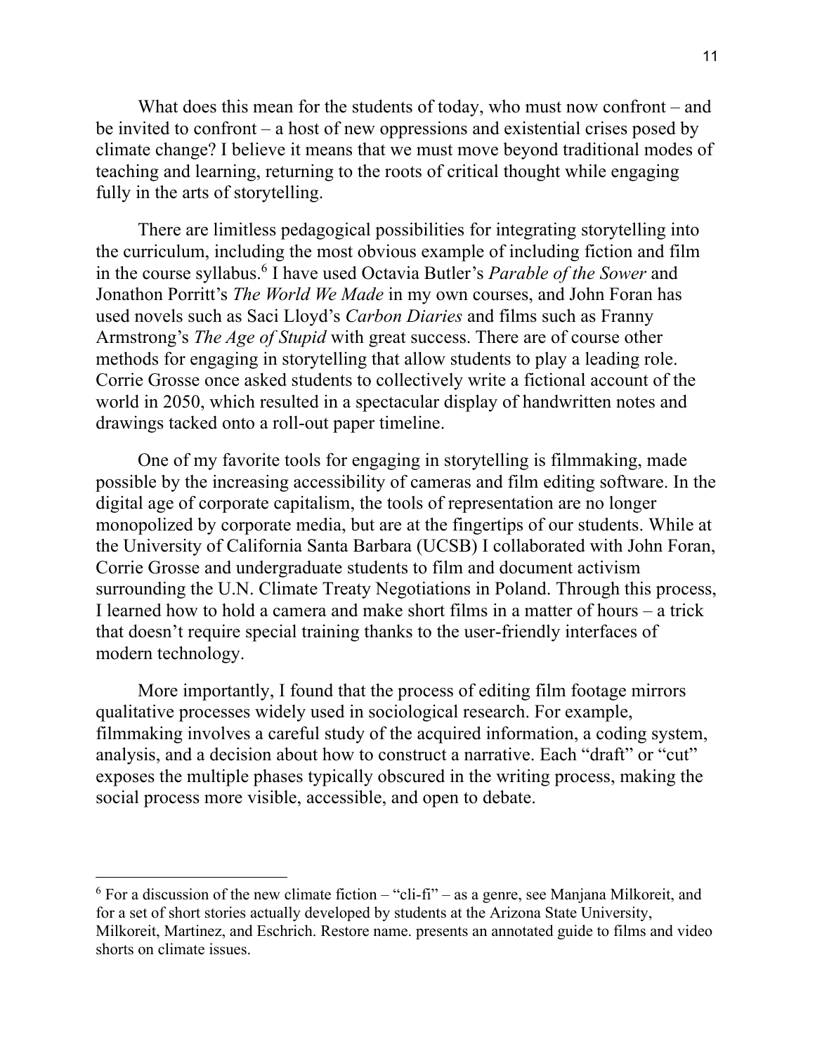What does this mean for the students of today, who must now confront – and be invited to confront – a host of new oppressions and existential crises posed by climate change? I believe it means that we must move beyond traditional modes of teaching and learning, returning to the roots of critical thought while engaging fully in the arts of storytelling.

There are limitless pedagogical possibilities for integrating storytelling into the curriculum, including the most obvious example of including fiction and film in the course syllabus.[6] I have used Octavia Butler's *Parable of the Sower* and Jonathon Porritt's *The World We Made* in my own courses, and John Foran has used novels such as Saci Lloyd's *Carbon Diaries* and films such as Franny Armstrong's *The Age of Stupid* with great success. There are of course other methods for engaging in storytelling that allow students to play a leading role. Corrie Grosse once asked students to collectively write a fictional account of the world in 2050, which resulted in a spectacular display of handwritten notes and drawings tacked onto a roll-out paper timeline.

One of my favorite tools for engaging in storytelling is filmmaking, made possible by the increasing accessibility of cameras and film editing software. In the digital age of corporate capitalism, the tools of representation are no longer monopolized by corporate media, but are at the fingertips of our students. While at the University of California Santa Barbara (UCSB) I collaborated with John Foran, Corrie Grosse and undergraduate students to film and document activism surrounding the U.N. Climate Treaty Negotiations in Poland. Through this process, I learned how to hold a camera and make short films in a matter of hours – a trick that doesn't require special training thanks to the user-friendly interfaces of modern technology.

More importantly, I found that the process of editing film footage mirrors qualitative processes widely used in sociological research. For example, filmmaking involves a careful study of the acquired information, a coding system, analysis, and a decision about how to construct a narrative. Each "draft" or "cut" exposes the multiple phases typically obscured in the writing process, making the social process more visible, accessible, and open to debate.

---

[6] For a discussion of the new climate fiction – "cli-fi" – as a genre, see Manjana Milkoreit, and for a set of short stories actually developed by students at the Arizona State University, Milkoreit, Martinez, and Eschrich. Restore name. presents an annotated guide to films and video shorts on climate issues.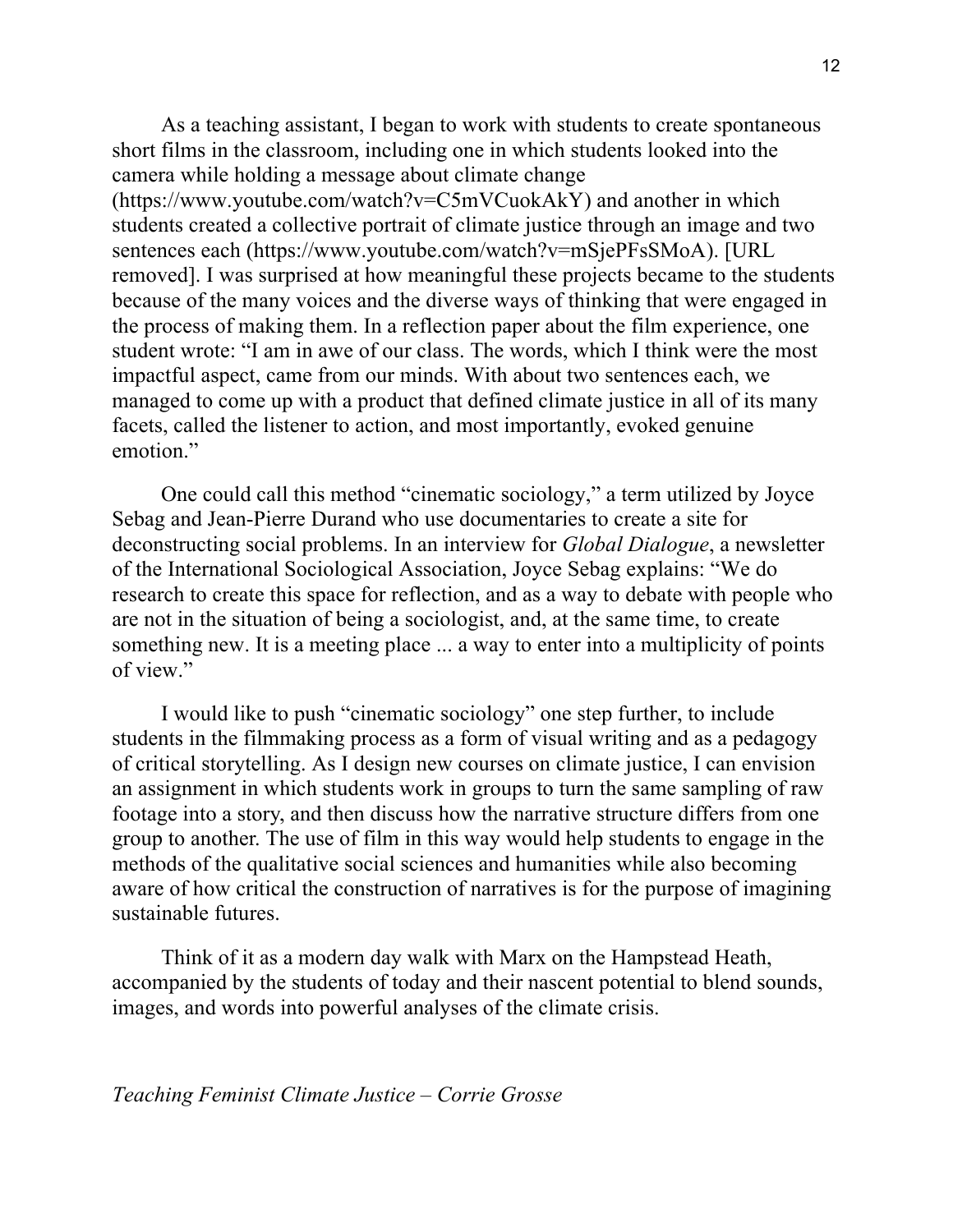As a teaching assistant, I began to work with students to create spontaneous short films in the classroom, including one in which students looked into the camera while holding a message about climate change (https://www.youtube.com/watch?v=C5mVCuokAkY) and another in which students created a collective portrait of climate justice through an image and two sentences each (https://www.youtube.com/watch?v=mSjePFsSMoA). [URL removed]. I was surprised at how meaningful these projects became to the students because of the many voices and the diverse ways of thinking that were engaged in the process of making them. In a reflection paper about the film experience, one student wrote: "I am in awe of our class. The words, which I think were the most impactful aspect, came from our minds. With about two sentences each, we managed to come up with a product that defined climate justice in all of its many facets, called the listener to action, and most importantly, evoked genuine emotion."

One could call this method "cinematic sociology," a term utilized by Joyce Sebag and Jean-Pierre Durand who use documentaries to create a site for deconstructing social problems. In an interview for *Global Dialogue*, a newsletter of the International Sociological Association, Joyce Sebag explains: "We do research to create this space for reflection, and as a way to debate with people who are not in the situation of being a sociologist, and, at the same time, to create something new. It is a meeting place ... a way to enter into a multiplicity of points of view."

I would like to push "cinematic sociology" one step further, to include students in the filmmaking process as a form of visual writing and as a pedagogy of critical storytelling. As I design new courses on climate justice, I can envision an assignment in which students work in groups to turn the same sampling of raw footage into a story, and then discuss how the narrative structure differs from one group to another. The use of film in this way would help students to engage in the methods of the qualitative social sciences and humanities while also becoming aware of how critical the construction of narratives is for the purpose of imagining sustainable futures.

Think of it as a modern day walk with Marx on the Hampstead Heath, accompanied by the students of today and their nascent potential to blend sounds, images, and words into powerful analyses of the climate crisis.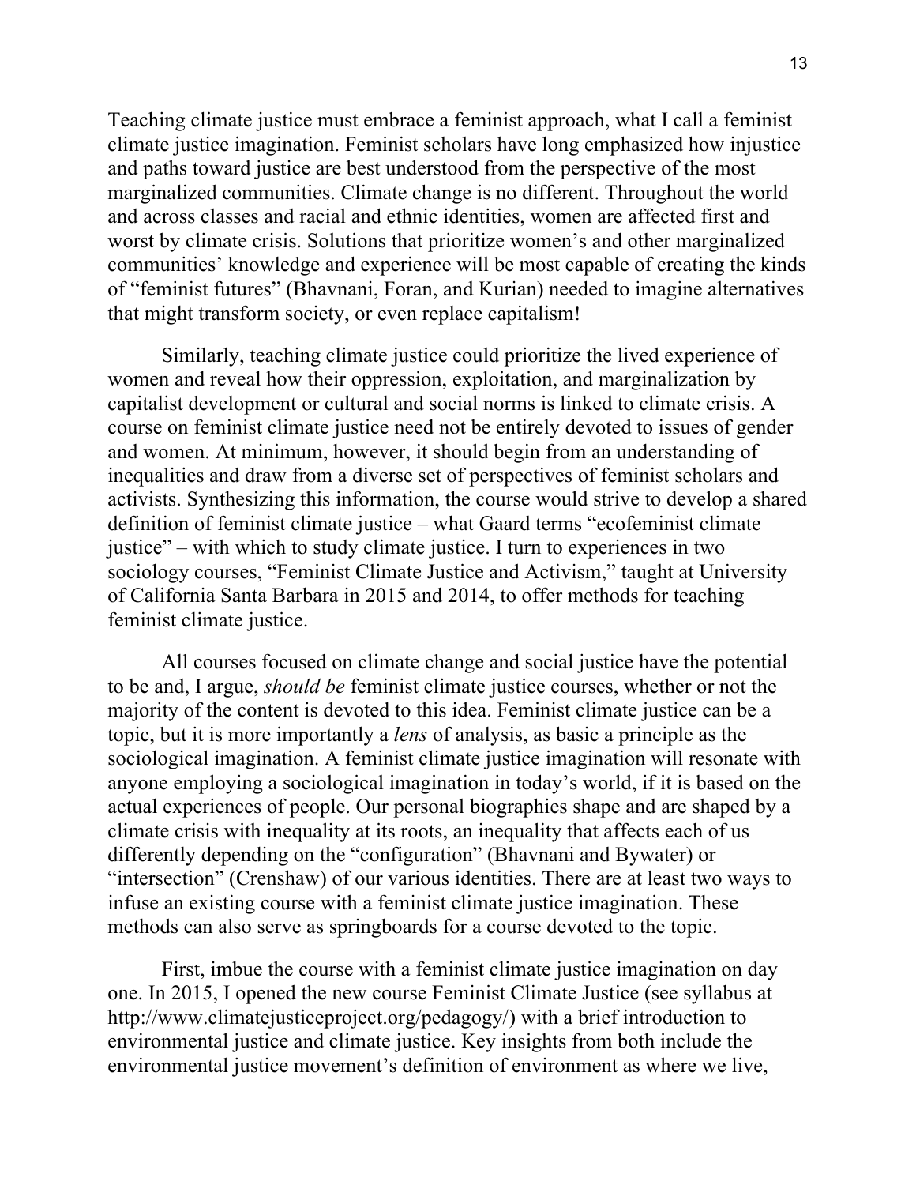Teaching climate justice must embrace a feminist approach, what I call a feminist climate justice imagination. Feminist scholars have long emphasized how injustice and paths toward justice are best understood from the perspective of the most marginalized communities. Climate change is no different. Throughout the world and across classes and racial and ethnic identities, women are affected first and worst by climate crisis. Solutions that prioritize women's and other marginalized communities' knowledge and experience will be most capable of creating the kinds of "feminist futures" (Bhavnani, Foran, and Kurian) needed to imagine alternatives that might transform society, or even replace capitalism!

Similarly, teaching climate justice could prioritize the lived experience of women and reveal how their oppression, exploitation, and marginalization by capitalist development or cultural and social norms is linked to climate crisis. A course on feminist climate justice need not be entirely devoted to issues of gender and women. At minimum, however, it should begin from an understanding of inequalities and draw from a diverse set of perspectives of feminist scholars and activists. Synthesizing this information, the course would strive to develop a shared definition of feminist climate justice – what Gaard terms "ecofeminist climate justice" – with which to study climate justice. I turn to experiences in two sociology courses, "Feminist Climate Justice and Activism," taught at University of California Santa Barbara in 2015 and 2014, to offer methods for teaching feminist climate justice.

All courses focused on climate change and social justice have the potential to be and, I argue, *should be* feminist climate justice courses, whether or not the majority of the content is devoted to this idea. Feminist climate justice can be a topic, but it is more importantly a *lens* of analysis, as basic a principle as the sociological imagination. A feminist climate justice imagination will resonate with anyone employing a sociological imagination in today's world, if it is based on the actual experiences of people. Our personal biographies shape and are shaped by a climate crisis with inequality at its roots, an inequality that affects each of us differently depending on the "configuration" (Bhavnani and Bywater) or "intersection" (Crenshaw) of our various identities. There are at least two ways to infuse an existing course with a feminist climate justice imagination. These methods can also serve as springboards for a course devoted to the topic.

First, imbue the course with a feminist climate justice imagination on day one. In 2015, I opened the new course Feminist Climate Justice (see syllabus at http://www.climatejusticeproject.org/pedagogy/) with a brief introduction to environmental justice and climate justice. Key insights from both include the environmental justice movement's definition of environment as where we live,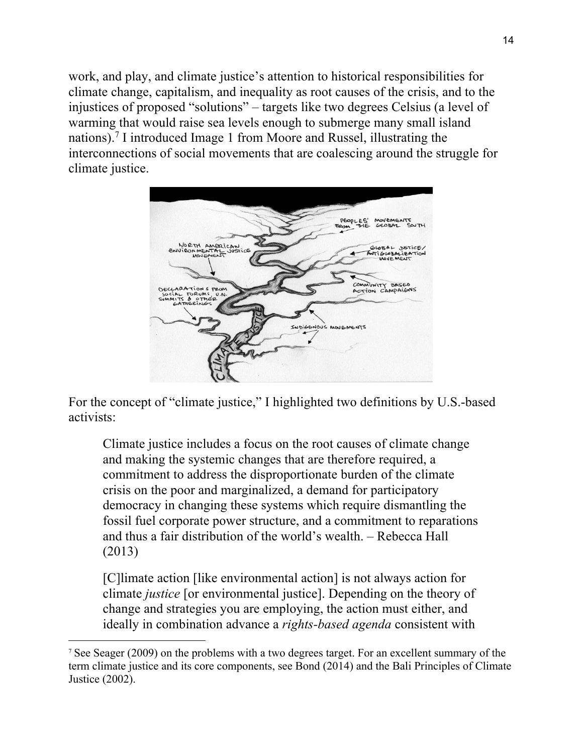work, and play, and climate justice's attention to historical responsibilities for climate change, capitalism, and inequality as root causes of the crisis, and to the injustices of proposed "solutions" – targets like two degrees Celsius (a level of warming that would raise sea levels enough to submerge many small island nations).[7] I introduced Image 1 from Moore and Russel, illustrating the interconnections of social movements that are coalescing around the struggle for climate justice.

For the concept of "climate justice," I highlighted two definitions by U.S.-based activists:

> Climate justice includes a focus on the root causes of climate change and making the systemic changes that are therefore required, a commitment to address the disproportionate burden of the climate crisis on the poor and marginalized, a demand for participatory democracy in changing these systems which require dismantling the fossil fuel corporate power structure, and a commitment to reparations and thus a fair distribution of the world's wealth. – Rebecca Hall (2013)

> [C]limate action [like environmental action] is not always action for climate *justice* [or environmental justice]. Depending on the theory of change and strategies you are employing, the action must either, and ideally in combination advance a *rights-based agenda* consistent with

---

[7] See Seager (2009) on the problems with a two degrees target. For an excellent summary of the term climate justice and its core components, see Bond (2014) and the Bali Principles of Climate Justice (2002).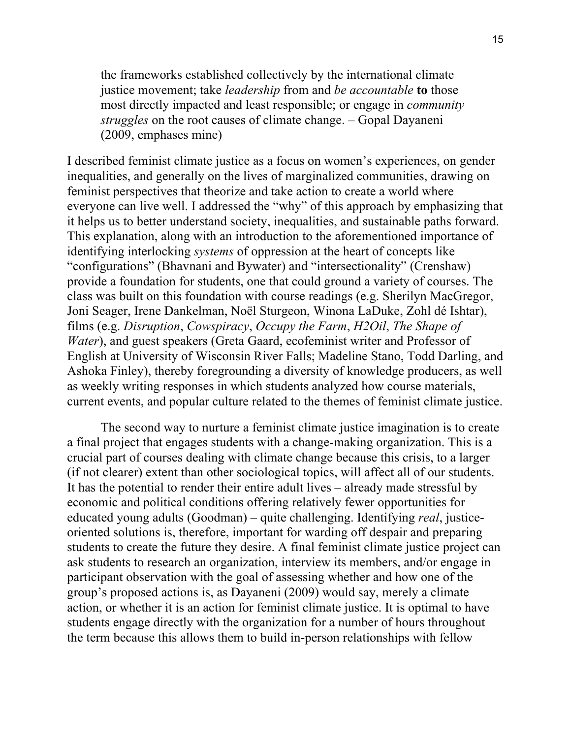> the frameworks established collectively by the international climate justice movement; take *leadership* from and *be accountable* **to** those most directly impacted and least responsible; or engage in *community struggles* on the root causes of climate change. – Gopal Dayaneni (2009, emphases mine)

I described feminist climate justice as a focus on women's experiences, on gender inequalities, and generally on the lives of marginalized communities, drawing on feminist perspectives that theorize and take action to create a world where everyone can live well. I addressed the "why" of this approach by emphasizing that it helps us to better understand society, inequalities, and sustainable paths forward. This explanation, along with an introduction to the aforementioned importance of identifying interlocking *systems* of oppression at the heart of concepts like "configurations" (Bhavnani and Bywater) and "intersectionality" (Crenshaw) provide a foundation for students, one that could ground a variety of courses. The class was built on this foundation with course readings (e.g. Sherilyn MacGregor, Joni Seager, Irene Dankelman, Noël Sturgeon, Winona LaDuke, Zohl dé Ishtar), films (e.g. *Disruption*, *Cowspiracy*, *Occupy the Farm*, *H2Oil*, *The Shape of Water*), and guest speakers (Greta Gaard, ecofeminist writer and Professor of English at University of Wisconsin River Falls; Madeline Stano, Todd Darling, and Ashoka Finley), thereby foregrounding a diversity of knowledge producers, as well as weekly writing responses in which students analyzed how course materials, current events, and popular culture related to the themes of feminist climate justice.

The second way to nurture a feminist climate justice imagination is to create a final project that engages students with a change-making organization. This is a crucial part of courses dealing with climate change because this crisis, to a larger (if not clearer) extent than other sociological topics, will affect all of our students. It has the potential to render their entire adult lives – already made stressful by economic and political conditions offering relatively fewer opportunities for educated young adults (Goodman) – quite challenging. Identifying *real*, justice-oriented solutions is, therefore, important for warding off despair and preparing students to create the future they desire. A final feminist climate justice project can ask students to research an organization, interview its members, and/or engage in participant observation with the goal of assessing whether and how one of the group's proposed actions is, as Dayaneni (2009) would say, merely a climate action, or whether it is an action for feminist climate justice. It is optimal to have students engage directly with the organization for a number of hours throughout the term because this allows them to build in-person relationships with fellow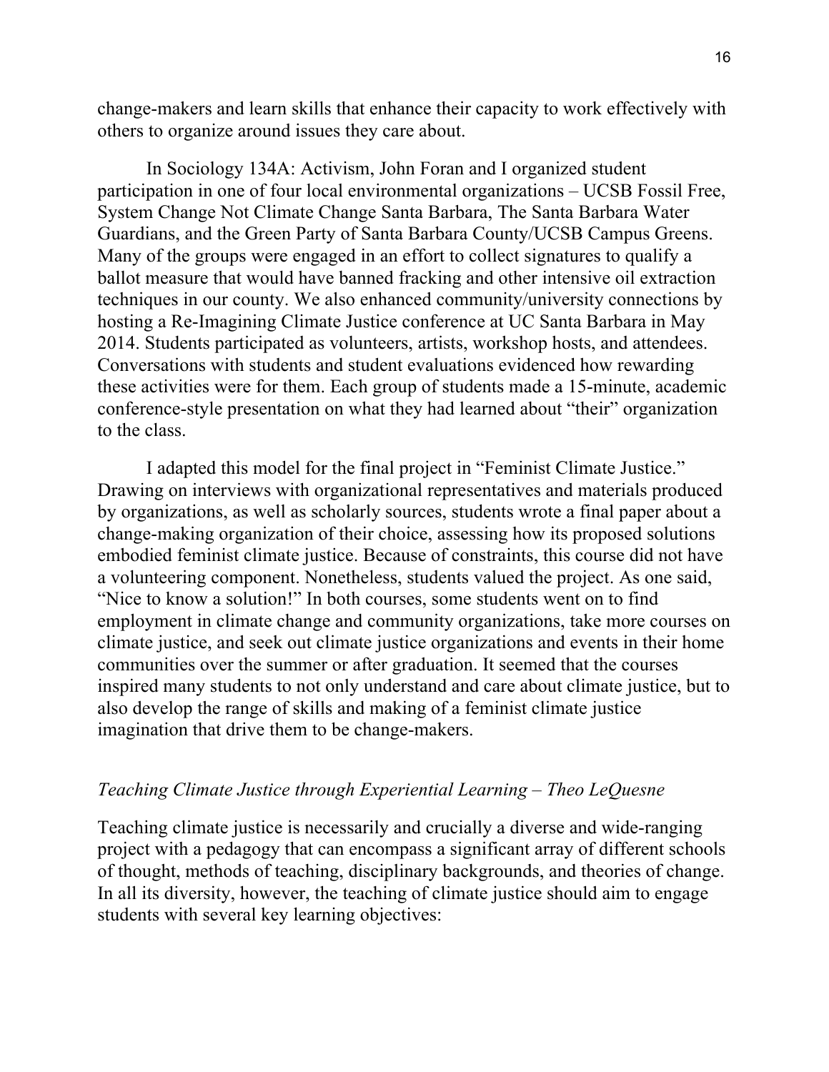change-makers and learn skills that enhance their capacity to work effectively with others to organize around issues they care about.

In Sociology 134A: Activism, John Foran and I organized student participation in one of four local environmental organizations – UCSB Fossil Free, System Change Not Climate Change Santa Barbara, The Santa Barbara Water Guardians, and the Green Party of Santa Barbara County/UCSB Campus Greens. Many of the groups were engaged in an effort to collect signatures to qualify a ballot measure that would have banned fracking and other intensive oil extraction techniques in our county. We also enhanced community/university connections by hosting a Re-Imagining Climate Justice conference at UC Santa Barbara in May 2014. Students participated as volunteers, artists, workshop hosts, and attendees. Conversations with students and student evaluations evidenced how rewarding these activities were for them. Each group of students made a 15-minute, academic conference-style presentation on what they had learned about "their" organization to the class.

I adapted this model for the final project in "Feminist Climate Justice." Drawing on interviews with organizational representatives and materials produced by organizations, as well as scholarly sources, students wrote a final paper about a change-making organization of their choice, assessing how its proposed solutions embodied feminist climate justice. Because of constraints, this course did not have a volunteering component. Nonetheless, students valued the project. As one said, "Nice to know a solution!" In both courses, some students went on to find employment in climate change and community organizations, take more courses on climate justice, and seek out climate justice organizations and events in their home communities over the summer or after graduation. It seemed that the courses inspired many students to not only understand and care about climate justice, but to also develop the range of skills and making of a feminist climate justice imagination that drive them to be change-makers.

*Teaching Climate Justice through Experiential Learning – Theo LeQuesne*

Teaching climate justice is necessarily and crucially a diverse and wide-ranging project with a pedagogy that can encompass a significant array of different schools of thought, methods of teaching, disciplinary backgrounds, and theories of change. In all its diversity, however, the teaching of climate justice should aim to engage students with several key learning objectives: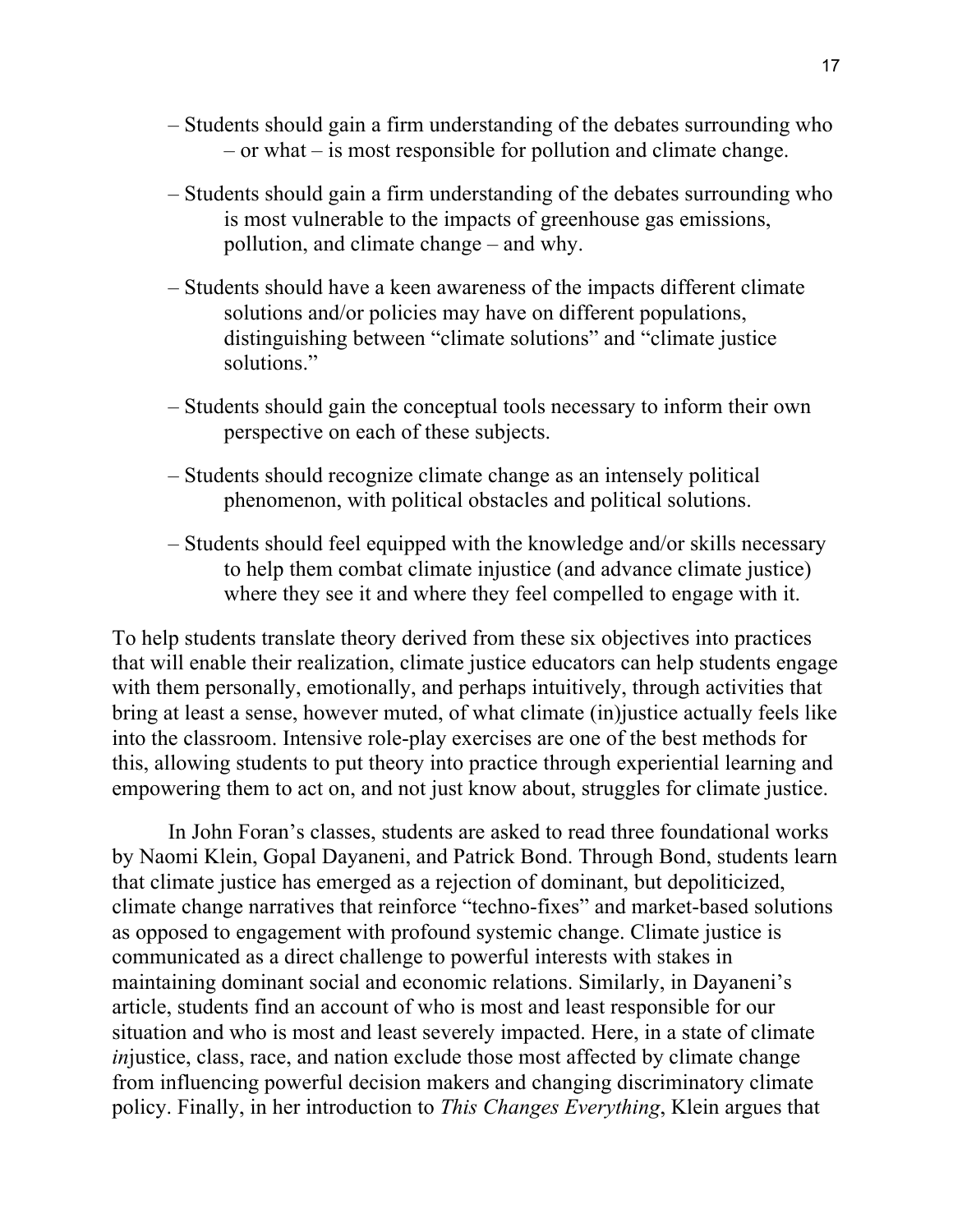– Students should gain a firm understanding of the debates surrounding who – or what – is most responsible for pollution and climate change.

– Students should gain a firm understanding of the debates surrounding who is most vulnerable to the impacts of greenhouse gas emissions, pollution, and climate change – and why.

– Students should have a keen awareness of the impacts different climate solutions and/or policies may have on different populations, distinguishing between "climate solutions" and "climate justice solutions."

– Students should gain the conceptual tools necessary to inform their own perspective on each of these subjects.

– Students should recognize climate change as an intensely political phenomenon, with political obstacles and political solutions.

– Students should feel equipped with the knowledge and/or skills necessary to help them combat climate injustice (and advance climate justice) where they see it and where they feel compelled to engage with it.

To help students translate theory derived from these six objectives into practices that will enable their realization, climate justice educators can help students engage with them personally, emotionally, and perhaps intuitively, through activities that bring at least a sense, however muted, of what climate (in)justice actually feels like into the classroom. Intensive role-play exercises are one of the best methods for this, allowing students to put theory into practice through experiential learning and empowering them to act on, and not just know about, struggles for climate justice.

In John Foran's classes, students are asked to read three foundational works by Naomi Klein, Gopal Dayaneni, and Patrick Bond. Through Bond, students learn that climate justice has emerged as a rejection of dominant, but depoliticized, climate change narratives that reinforce "techno-fixes" and market-based solutions as opposed to engagement with profound systemic change. Climate justice is communicated as a direct challenge to powerful interests with stakes in maintaining dominant social and economic relations. Similarly, in Dayaneni's article, students find an account of who is most and least responsible for our situation and who is most and least severely impacted. Here, in a state of climate *in*justice, class, race, and nation exclude those most affected by climate change from influencing powerful decision makers and changing discriminatory climate policy. Finally, in her introduction to *This Changes Everything*, Klein argues that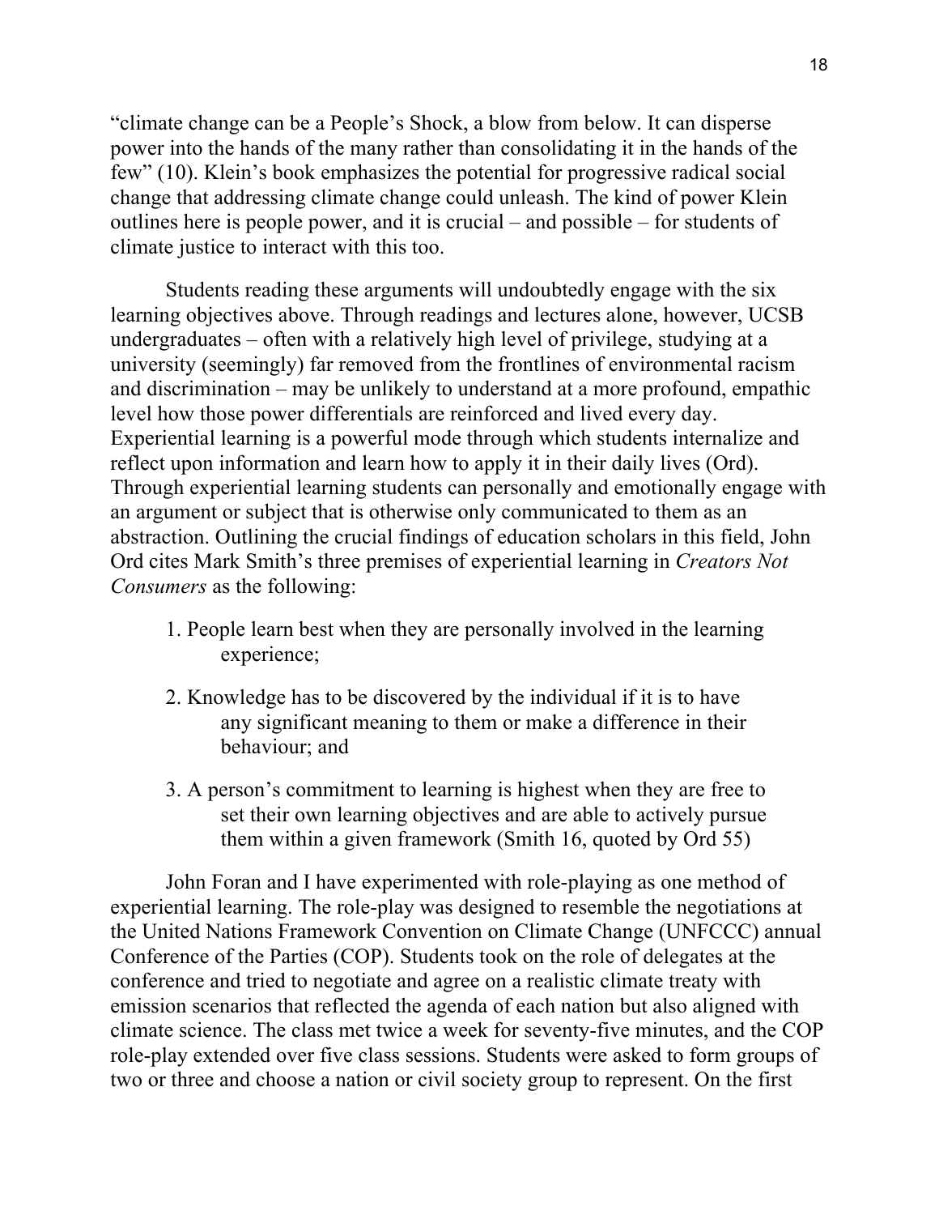"climate change can be a People's Shock, a blow from below. It can disperse power into the hands of the many rather than consolidating it in the hands of the few" (10). Klein's book emphasizes the potential for progressive radical social change that addressing climate change could unleash. The kind of power Klein outlines here is people power, and it is crucial – and possible – for students of climate justice to interact with this too.

Students reading these arguments will undoubtedly engage with the six learning objectives above. Through readings and lectures alone, however, UCSB undergraduates – often with a relatively high level of privilege, studying at a university (seemingly) far removed from the frontlines of environmental racism and discrimination – may be unlikely to understand at a more profound, empathic level how those power differentials are reinforced and lived every day. Experiential learning is a powerful mode through which students internalize and reflect upon information and learn how to apply it in their daily lives (Ord). Through experiential learning students can personally and emotionally engage with an argument or subject that is otherwise only communicated to them as an abstraction. Outlining the crucial findings of education scholars in this field, John Ord cites Mark Smith's three premises of experiential learning in *Creators Not Consumers* as the following:

1. People learn best when they are personally involved in the learning experience;
2. Knowledge has to be discovered by the individual if it is to have any significant meaning to them or make a difference in their behaviour; and
3. A person's commitment to learning is highest when they are free to set their own learning objectives and are able to actively pursue them within a given framework (Smith 16, quoted by Ord 55)

John Foran and I have experimented with role-playing as one method of experiential learning. The role-play was designed to resemble the negotiations at the United Nations Framework Convention on Climate Change (UNFCCC) annual Conference of the Parties (COP). Students took on the role of delegates at the conference and tried to negotiate and agree on a realistic climate treaty with emission scenarios that reflected the agenda of each nation but also aligned with climate science. The class met twice a week for seventy-five minutes, and the COP role-play extended over five class sessions. Students were asked to form groups of two or three and choose a nation or civil society group to represent. On the first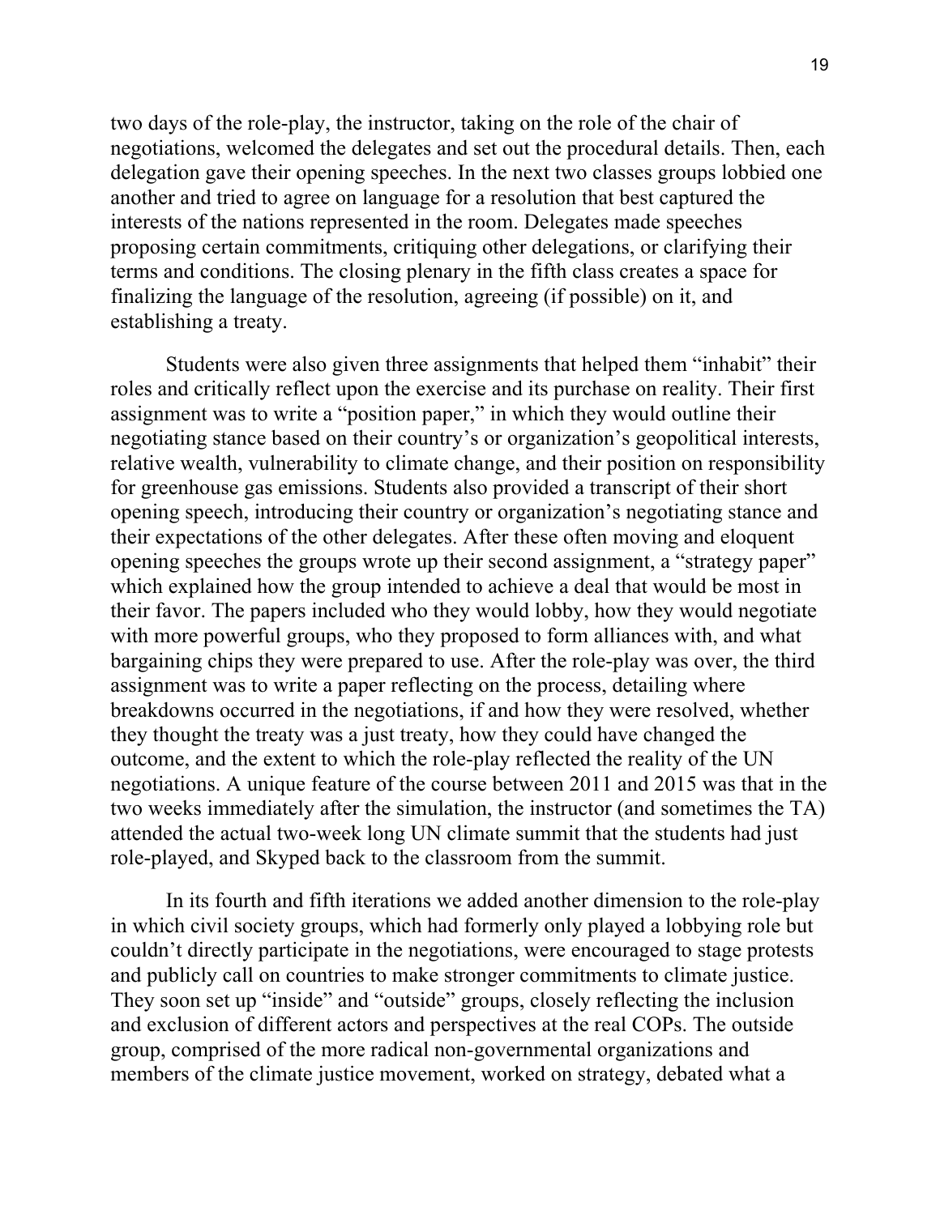two days of the role-play, the instructor, taking on the role of the chair of negotiations, welcomed the delegates and set out the procedural details. Then, each delegation gave their opening speeches. In the next two classes groups lobbied one another and tried to agree on language for a resolution that best captured the interests of the nations represented in the room. Delegates made speeches proposing certain commitments, critiquing other delegations, or clarifying their terms and conditions. The closing plenary in the fifth class creates a space for finalizing the language of the resolution, agreeing (if possible) on it, and establishing a treaty.

Students were also given three assignments that helped them "inhabit" their roles and critically reflect upon the exercise and its purchase on reality. Their first assignment was to write a "position paper," in which they would outline their negotiating stance based on their country's or organization's geopolitical interests, relative wealth, vulnerability to climate change, and their position on responsibility for greenhouse gas emissions. Students also provided a transcript of their short opening speech, introducing their country or organization's negotiating stance and their expectations of the other delegates. After these often moving and eloquent opening speeches the groups wrote up their second assignment, a "strategy paper" which explained how the group intended to achieve a deal that would be most in their favor. The papers included who they would lobby, how they would negotiate with more powerful groups, who they proposed to form alliances with, and what bargaining chips they were prepared to use. After the role-play was over, the third assignment was to write a paper reflecting on the process, detailing where breakdowns occurred in the negotiations, if and how they were resolved, whether they thought the treaty was a just treaty, how they could have changed the outcome, and the extent to which the role-play reflected the reality of the UN negotiations. A unique feature of the course between 2011 and 2015 was that in the two weeks immediately after the simulation, the instructor (and sometimes the TA) attended the actual two-week long UN climate summit that the students had just role-played, and Skyped back to the classroom from the summit.

In its fourth and fifth iterations we added another dimension to the role-play in which civil society groups, which had formerly only played a lobbying role but couldn't directly participate in the negotiations, were encouraged to stage protests and publicly call on countries to make stronger commitments to climate justice. They soon set up "inside" and "outside" groups, closely reflecting the inclusion and exclusion of different actors and perspectives at the real COPs. The outside group, comprised of the more radical non-governmental organizations and members of the climate justice movement, worked on strategy, debated what a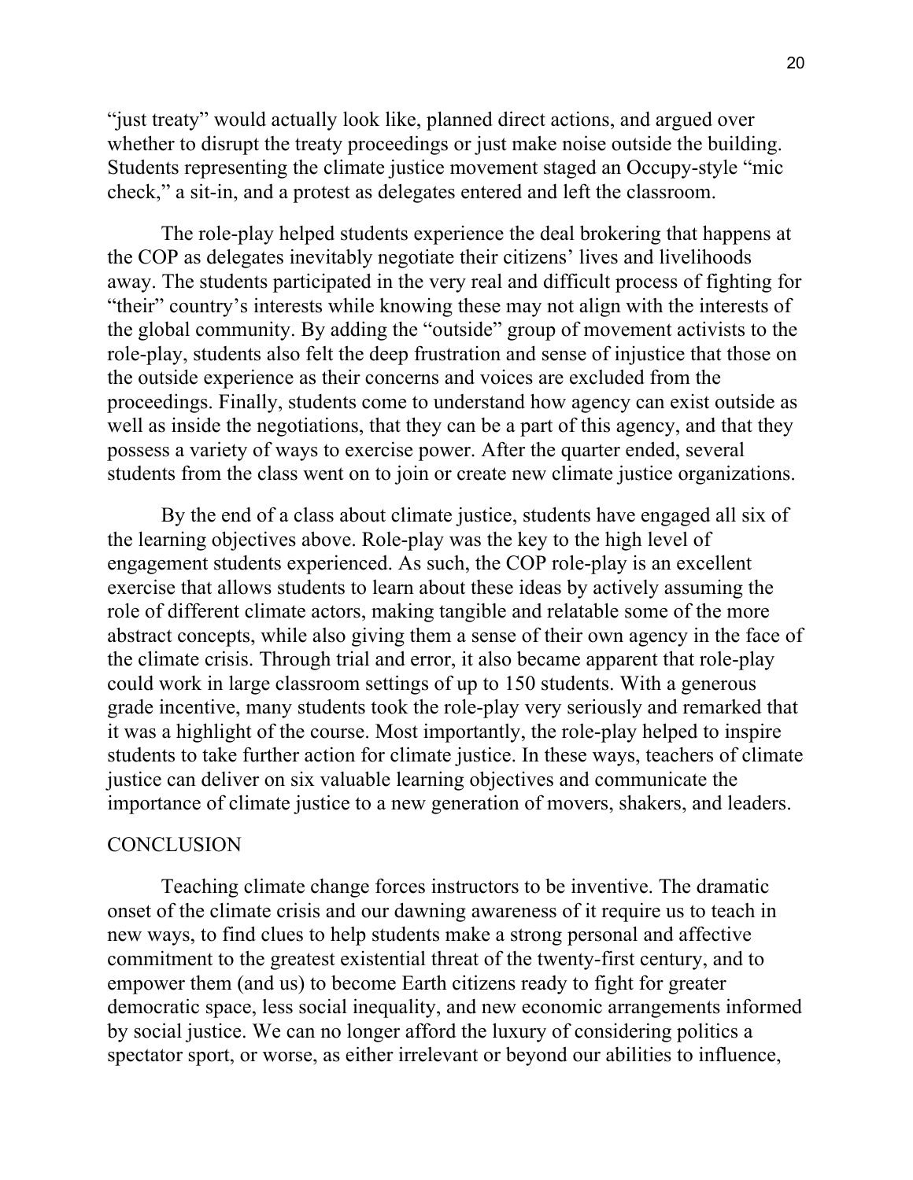"just treaty" would actually look like, planned direct actions, and argued over whether to disrupt the treaty proceedings or just make noise outside the building. Students representing the climate justice movement staged an Occupy-style "mic check," a sit-in, and a protest as delegates entered and left the classroom.

The role-play helped students experience the deal brokering that happens at the COP as delegates inevitably negotiate their citizens' lives and livelihoods away. The students participated in the very real and difficult process of fighting for "their" country's interests while knowing these may not align with the interests of the global community. By adding the "outside" group of movement activists to the role-play, students also felt the deep frustration and sense of injustice that those on the outside experience as their concerns and voices are excluded from the proceedings. Finally, students come to understand how agency can exist outside as well as inside the negotiations, that they can be a part of this agency, and that they possess a variety of ways to exercise power. After the quarter ended, several students from the class went on to join or create new climate justice organizations.

By the end of a class about climate justice, students have engaged all six of the learning objectives above. Role-play was the key to the high level of engagement students experienced. As such, the COP role-play is an excellent exercise that allows students to learn about these ideas by actively assuming the role of different climate actors, making tangible and relatable some of the more abstract concepts, while also giving them a sense of their own agency in the face of the climate crisis. Through trial and error, it also became apparent that role-play could work in large classroom settings of up to 150 students. With a generous grade incentive, many students took the role-play very seriously and remarked that it was a highlight of the course. Most importantly, the role-play helped to inspire students to take further action for climate justice. In these ways, teachers of climate justice can deliver on six valuable learning objectives and communicate the importance of climate justice to a new generation of movers, shakers, and leaders.

## CONCLUSION

Teaching climate change forces instructors to be inventive. The dramatic onset of the climate crisis and our dawning awareness of it require us to teach in new ways, to find clues to help students make a strong personal and affective commitment to the greatest existential threat of the twenty-first century, and to empower them (and us) to become Earth citizens ready to fight for greater democratic space, less social inequality, and new economic arrangements informed by social justice. We can no longer afford the luxury of considering politics a spectator sport, or worse, as either irrelevant or beyond our abilities to influence,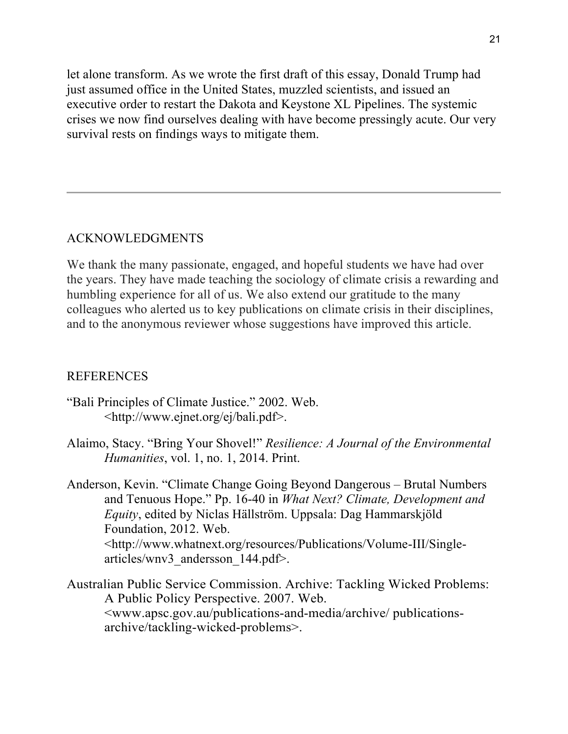let alone transform. As we wrote the first draft of this essay, Donald Trump had just assumed office in the United States, muzzled scientists, and issued an executive order to restart the Dakota and Keystone XL Pipelines. The systemic crises we now find ourselves dealing with have become pressingly acute. Our very survival rests on findings ways to mitigate them.

---

## ACKNOWLEDGMENTS

We thank the many passionate, engaged, and hopeful students we have had over the years. They have made teaching the sociology of climate crisis a rewarding and humbling experience for all of us. We also extend our gratitude to the many colleagues who alerted us to key publications on climate crisis in their disciplines, and to the anonymous reviewer whose suggestions have improved this article.

## REFERENCES

"Bali Principles of Climate Justice." 2002. Web. <http://www.ejnet.org/ej/bali.pdf>.

Alaimo, Stacy. "Bring Your Shovel!" *Resilience: A Journal of the Environmental Humanities*, vol. 1, no. 1, 2014. Print.

Anderson, Kevin. "Climate Change Going Beyond Dangerous – Brutal Numbers and Tenuous Hope." Pp. 16-40 in *What Next? Climate, Development and Equity*, edited by Niclas Hällström. Uppsala: Dag Hammarskjöld Foundation, 2012. Web. <http://www.whatnext.org/resources/Publications/Volume-III/Single-articles/wnv3_andersson_144.pdf>.

Australian Public Service Commission. Archive: Tackling Wicked Problems: A Public Policy Perspective. 2007. Web. <www.apsc.gov.au/publications-and-media/archive/ publications-archive/tackling-wicked-problems>.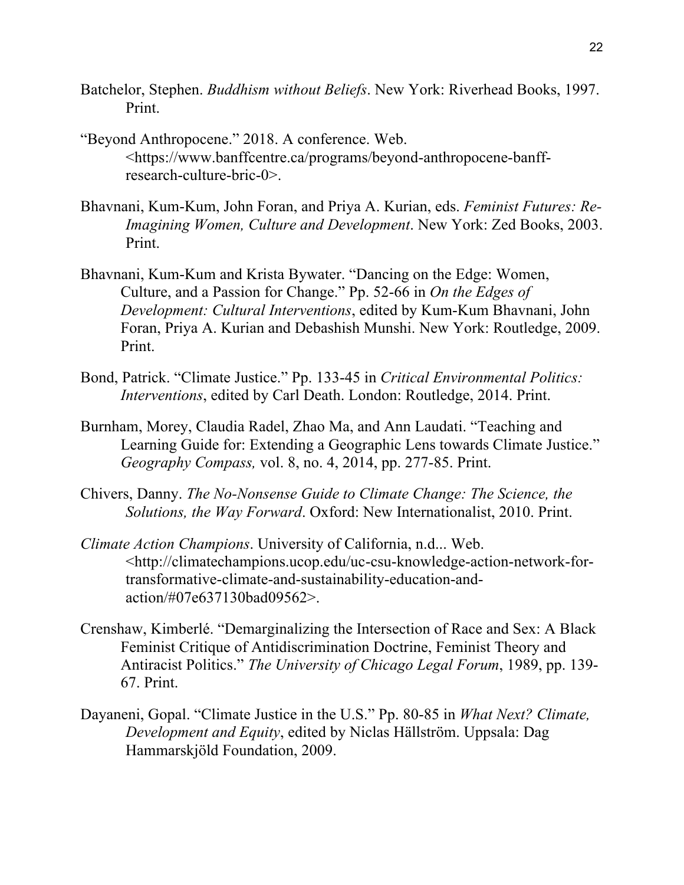Batchelor, Stephen. *Buddhism without Beliefs*. New York: Riverhead Books, 1997. Print.

"Beyond Anthropocene." 2018. A conference. Web. <https://www.banffcentre.ca/programs/beyond-anthropocene-banff-research-culture-bric-0>.

Bhavnani, Kum-Kum, John Foran, and Priya A. Kurian, eds. *Feminist Futures: Re-Imagining Women, Culture and Development*. New York: Zed Books, 2003. Print.

Bhavnani, Kum-Kum and Krista Bywater. "Dancing on the Edge: Women, Culture, and a Passion for Change." Pp. 52-66 in *On the Edges of Development: Cultural Interventions*, edited by Kum-Kum Bhavnani, John Foran, Priya A. Kurian and Debashish Munshi. New York: Routledge, 2009. Print.

Bond, Patrick. "Climate Justice." Pp. 133-45 in *Critical Environmental Politics: Interventions*, edited by Carl Death. London: Routledge, 2014. Print.

Burnham, Morey, Claudia Radel, Zhao Ma, and Ann Laudati. "Teaching and Learning Guide for: Extending a Geographic Lens towards Climate Justice." *Geography Compass,* vol. 8, no. 4, 2014, pp. 277-85. Print.

Chivers, Danny. *The No-Nonsense Guide to Climate Change: The Science, the Solutions, the Way Forward*. Oxford: New Internationalist, 2010. Print.

*Climate Action Champions*. University of California, n.d... Web. <http://climatechampions.ucop.edu/uc-csu-knowledge-action-network-for-transformative-climate-and-sustainability-education-and-action/#07e637130bad09562>.

Crenshaw, Kimberlé. "Demarginalizing the Intersection of Race and Sex: A Black Feminist Critique of Antidiscrimination Doctrine, Feminist Theory and Antiracist Politics." *The University of Chicago Legal Forum*, 1989, pp. 139-67. Print.

Dayaneni, Gopal. "Climate Justice in the U.S." Pp. 80-85 in *What Next? Climate, Development and Equity*, edited by Niclas Hällström. Uppsala: Dag Hammarskjöld Foundation, 2009.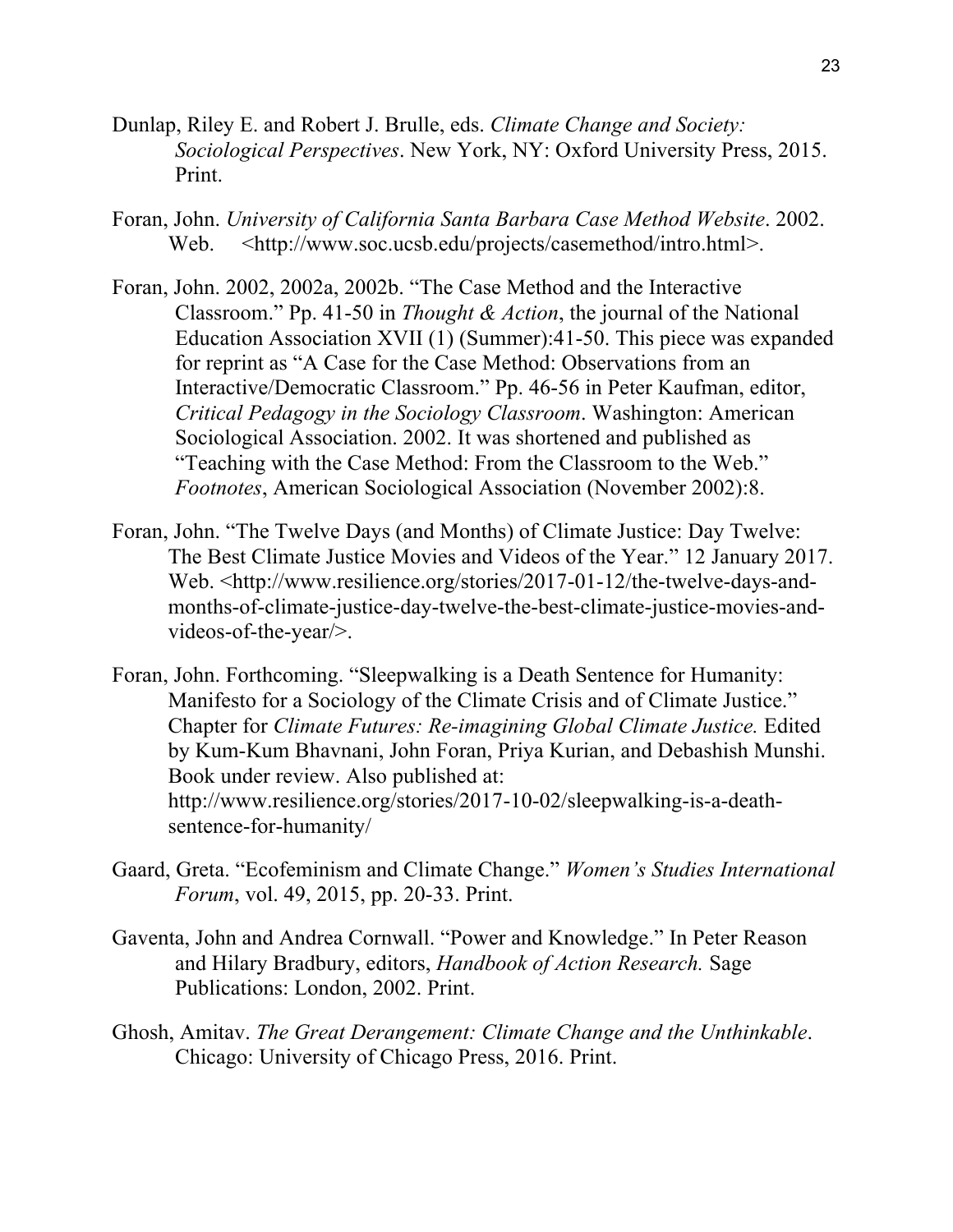Dunlap, Riley E. and Robert J. Brulle, eds. *Climate Change and Society: Sociological Perspectives*. New York, NY: Oxford University Press, 2015. Print.

Foran, John. *University of California Santa Barbara Case Method Website*. 2002. Web. <http://www.soc.ucsb.edu/projects/casemethod/intro.html>.

Foran, John. 2002, 2002a, 2002b. "The Case Method and the Interactive Classroom." Pp. 41-50 in *Thought & Action*, the journal of the National Education Association XVII (1) (Summer):41-50. This piece was expanded for reprint as "A Case for the Case Method: Observations from an Interactive/Democratic Classroom." Pp. 46-56 in Peter Kaufman, editor, *Critical Pedagogy in the Sociology Classroom*. Washington: American Sociological Association. 2002. It was shortened and published as "Teaching with the Case Method: From the Classroom to the Web." *Footnotes*, American Sociological Association (November 2002):8.

Foran, John. "The Twelve Days (and Months) of Climate Justice: Day Twelve: The Best Climate Justice Movies and Videos of the Year." 12 January 2017. Web. <http://www.resilience.org/stories/2017-01-12/the-twelve-days-and-months-of-climate-justice-day-twelve-the-best-climate-justice-movies-and-videos-of-the-year/>.

Foran, John. Forthcoming. "Sleepwalking is a Death Sentence for Humanity: Manifesto for a Sociology of the Climate Crisis and of Climate Justice." Chapter for *Climate Futures: Re-imagining Global Climate Justice.* Edited by Kum-Kum Bhavnani, John Foran, Priya Kurian, and Debashish Munshi. Book under review. Also published at: http://www.resilience.org/stories/2017-10-02/sleepwalking-is-a-death-sentence-for-humanity/

Gaard, Greta. "Ecofeminism and Climate Change." *Women's Studies International Forum*, vol. 49, 2015, pp. 20-33. Print.

Gaventa, John and Andrea Cornwall. "Power and Knowledge." In Peter Reason and Hilary Bradbury, editors, *Handbook of Action Research.* Sage Publications: London, 2002. Print.

Ghosh, Amitav. *The Great Derangement: Climate Change and the Unthinkable*. Chicago: University of Chicago Press, 2016. Print.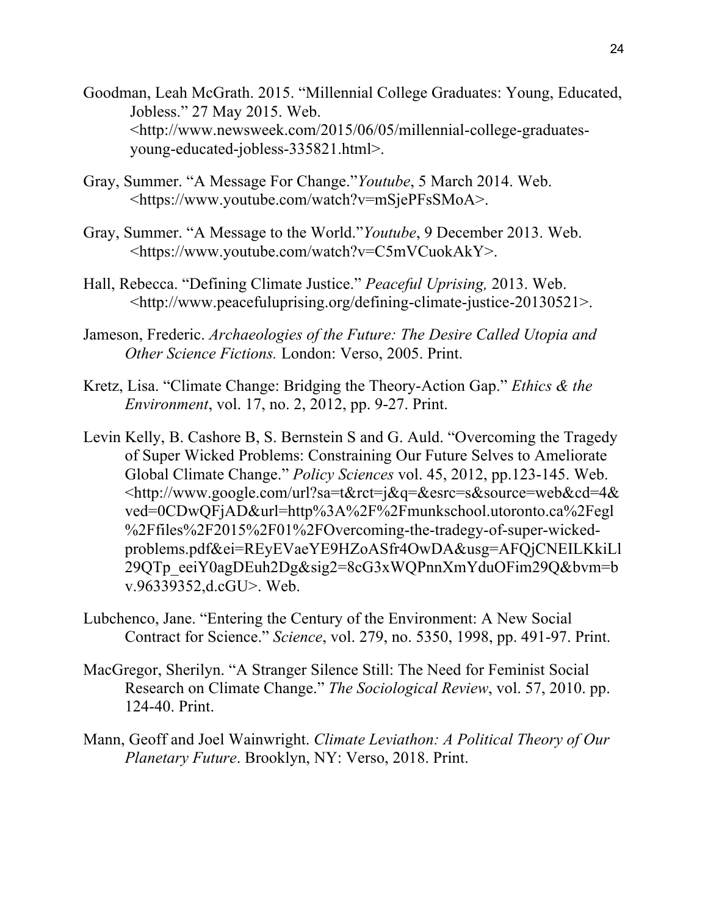Goodman, Leah McGrath. 2015. “Millennial College Graduates: Young, Educated, Jobless.” 27 May 2015. Web. <http://www.newsweek.com/2015/06/05/millennial-college-graduates-young-educated-jobless-335821.html>.

Gray, Summer. “A Message For Change.”*Youtube*, 5 March 2014. Web. <https://www.youtube.com/watch?v=mSjePFsSMoA>.

Gray, Summer. “A Message to the World.”*Youtube*, 9 December 2013. Web. <https://www.youtube.com/watch?v=C5mVCuokAkY>.

Hall, Rebecca. “Defining Climate Justice.” *Peaceful Uprising,* 2013. Web. <http://www.peacefuluprising.org/defining-climate-justice-20130521>.

Jameson, Frederic. *Archaeologies of the Future: The Desire Called Utopia and Other Science Fictions.* London: Verso, 2005. Print.

Kretz, Lisa. “Climate Change: Bridging the Theory-Action Gap.” *Ethics & the Environment*, vol. 17, no. 2, 2012, pp. 9-27. Print.

Levin Kelly, B. Cashore B, S. Bernstein S and G. Auld. “Overcoming the Tragedy of Super Wicked Problems: Constraining Our Future Selves to Ameliorate Global Climate Change.” *Policy Sciences* vol. 45, 2012, pp.123-145. Web. <http://www.google.com/url?sa=t&rct=j&q=&esrc=s&source=web&cd=4&ved=0CDwQFjAD&url=http%3A%2F%2Fmunkschool.utoronto.ca%2Fegl%2Ffiles%2F2015%2F01%2FOvercoming-the-tradegy-of-super-wicked-problems.pdf&ei=REyEVaeYE9HZoASfr4OwDA&usg=AFQjCNEILKkiLl29QTp_eeiY0agDEuh2Dg&sig2=8cG3xWQPnnXmYduOFim29Q&bvm=bv.96339352,d.cGU>. Web.

Lubchenco, Jane. “Entering the Century of the Environment: A New Social Contract for Science.” *Science*, vol. 279, no. 5350, 1998, pp. 491-97. Print.

MacGregor, Sherilyn. “A Stranger Silence Still: The Need for Feminist Social Research on Climate Change.” *The Sociological Review*, vol. 57, 2010. pp. 124-40. Print.

Mann, Geoff and Joel Wainwright. *Climate Leviathon: A Political Theory of Our Planetary Future*. Brooklyn, NY: Verso, 2018. Print.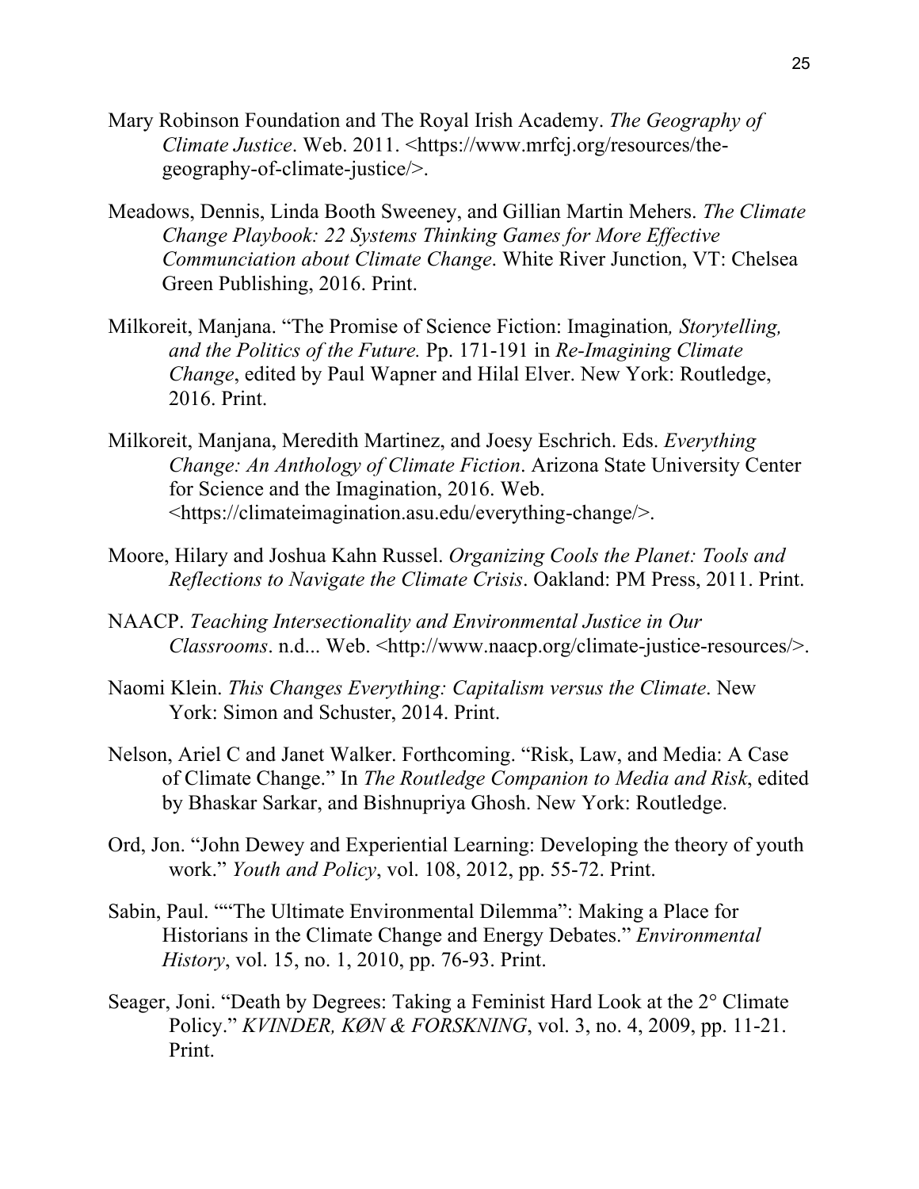Mary Robinson Foundation and The Royal Irish Academy. *The Geography of Climate Justice*. Web. 2011. <https://www.mrfcj.org/resources/the-geography-of-climate-justice/>.

Meadows, Dennis, Linda Booth Sweeney, and Gillian Martin Mehers. *The Climate Change Playbook: 22 Systems Thinking Games for More Effective Communciation about Climate Change*. White River Junction, VT: Chelsea Green Publishing, 2016. Print.

Milkoreit, Manjana. "The Promise of Science Fiction: Imagination*, Storytelling, and the Politics of the Future.* Pp. 171-191 in *Re-Imagining Climate Change*, edited by Paul Wapner and Hilal Elver. New York: Routledge, 2016. Print.

Milkoreit, Manjana, Meredith Martinez, and Joesy Eschrich. Eds. *Everything Change: An Anthology of Climate Fiction*. Arizona State University Center for Science and the Imagination, 2016. Web. <https://climateimagination.asu.edu/everything-change/>.

Moore, Hilary and Joshua Kahn Russel. *Organizing Cools the Planet: Tools and Reflections to Navigate the Climate Crisis*. Oakland: PM Press, 2011. Print.

NAACP. *Teaching Intersectionality and Environmental Justice in Our Classrooms*. n.d... Web. <http://www.naacp.org/climate-justice-resources/>.

Naomi Klein. *This Changes Everything: Capitalism versus the Climate*. New York: Simon and Schuster, 2014. Print.

Nelson, Ariel C and Janet Walker. Forthcoming. "Risk, Law, and Media: A Case of Climate Change." In *The Routledge Companion to Media and Risk*, edited by Bhaskar Sarkar, and Bishnupriya Ghosh. New York: Routledge.

Ord, Jon. "John Dewey and Experiential Learning: Developing the theory of youth work." *Youth and Policy*, vol. 108, 2012, pp. 55-72. Print.

Sabin, Paul. ""The Ultimate Environmental Dilemma": Making a Place for Historians in the Climate Change and Energy Debates." *Environmental History*, vol. 15, no. 1, 2010, pp. 76-93. Print.

Seager, Joni. "Death by Degrees: Taking a Feminist Hard Look at the 2° Climate Policy." *KVINDER, KØN & FORSKNING*, vol. 3, no. 4, 2009, pp. 11-21. Print.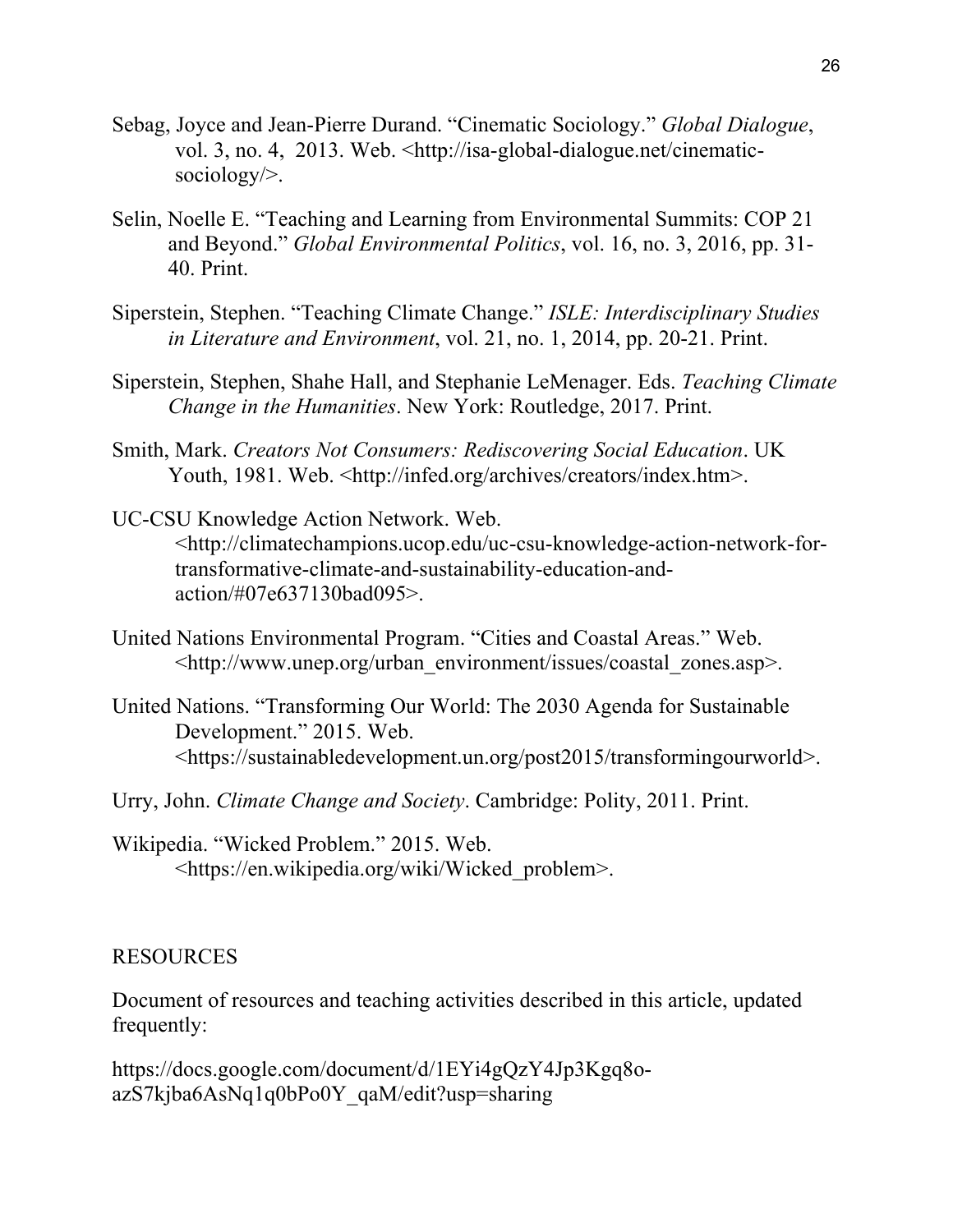Sebag, Joyce and Jean-Pierre Durand. "Cinematic Sociology." *Global Dialogue*, vol. 3, no. 4, 2013. Web. <http://isa-global-dialogue.net/cinematic-sociology/>.

Selin, Noelle E. "Teaching and Learning from Environmental Summits: COP 21 and Beyond." *Global Environmental Politics*, vol. 16, no. 3, 2016, pp. 31-40. Print.

Siperstein, Stephen. "Teaching Climate Change." *ISLE: Interdisciplinary Studies in Literature and Environment*, vol. 21, no. 1, 2014, pp. 20-21. Print.

Siperstein, Stephen, Shahe Hall, and Stephanie LeMenager. Eds. *Teaching Climate Change in the Humanities*. New York: Routledge, 2017. Print.

Smith, Mark. *Creators Not Consumers: Rediscovering Social Education*. UK Youth, 1981. Web. <http://infed.org/archives/creators/index.htm>.

UC-CSU Knowledge Action Network. Web. <http://climatechampions.ucop.edu/uc-csu-knowledge-action-network-for-transformative-climate-and-sustainability-education-and-action/#07e637130bad095>.

United Nations Environmental Program. "Cities and Coastal Areas." Web. <http://www.unep.org/urban_environment/issues/coastal_zones.asp>.

United Nations. "Transforming Our World: The 2030 Agenda for Sustainable Development." 2015. Web. <https://sustainabledevelopment.un.org/post2015/transformingourworld>.

Urry, John. *Climate Change and Society*. Cambridge: Polity, 2011. Print.

Wikipedia. "Wicked Problem." 2015. Web. <https://en.wikipedia.org/wiki/Wicked_problem>.

## RESOURCES

Document of resources and teaching activities described in this article, updated frequently:

https://docs.google.com/document/d/1EYi4gQzY4Jp3Kgq8o-azS7kjba6AsNq1q0bPo0Y_qaM/edit?usp=sharing